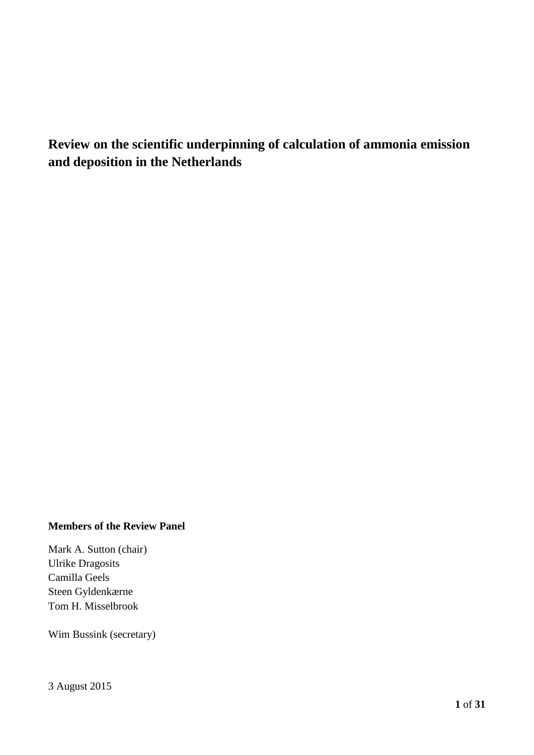# Review on the scientific underpinning of calculation of ammonia emission and deposition in the Netherlands

**Members of the Review Panel**

Mark A. Sutton (chair)
Ulrike Dragosits
Camilla Geels
Steen Gyldenkærne
Tom H. Misselbrook

Wim Bussink (secretary)

3 August 2015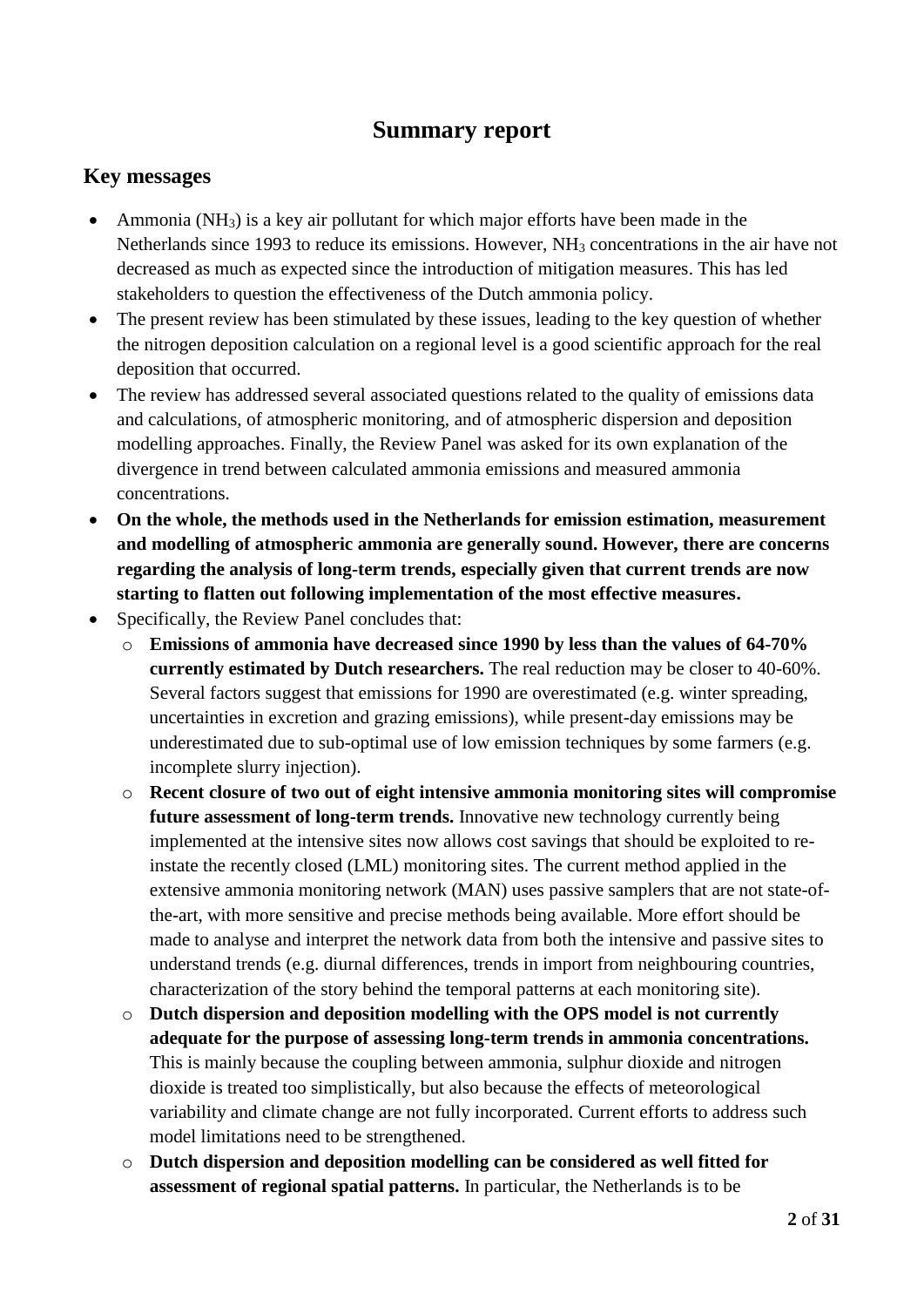# Summary report

## Key messages

- Ammonia ($NH_3$) is a key air pollutant for which major efforts have been made in the Netherlands since 1993 to reduce its emissions. However, $NH_3$ concentrations in the air have not decreased as much as expected since the introduction of mitigation measures. This has led stakeholders to question the effectiveness of the Dutch ammonia policy.
- The present review has been stimulated by these issues, leading to the key question of whether the nitrogen deposition calculation on a regional level is a good scientific approach for the real deposition that occurred.
- The review has addressed several associated questions related to the quality of emissions data and calculations, of atmospheric monitoring, and of atmospheric dispersion and deposition modelling approaches. Finally, the Review Panel was asked for its own explanation of the divergence in trend between calculated ammonia emissions and measured ammonia concentrations.
- **On the whole, the methods used in the Netherlands for emission estimation, measurement and modelling of atmospheric ammonia are generally sound. However, there are concerns regarding the analysis of long-term trends, especially given that current trends are now starting to flatten out following implementation of the most effective measures.**
- Specifically, the Review Panel concludes that:
  - **Emissions of ammonia have decreased since 1990 by less than the values of 64-70% currently estimated by Dutch researchers.** The real reduction may be closer to 40-60%. Several factors suggest that emissions for 1990 are overestimated (e.g. winter spreading, uncertainties in excretion and grazing emissions), while present-day emissions may be underestimated due to sub-optimal use of low emission techniques by some farmers (e.g. incomplete slurry injection).
  - **Recent closure of two out of eight intensive ammonia monitoring sites will compromise future assessment of long-term trends.** Innovative new technology currently being implemented at the intensive sites now allows cost savings that should be exploited to re-instate the recently closed (LML) monitoring sites. The current method applied in the extensive ammonia monitoring network (MAN) uses passive samplers that are not state-of-the-art, with more sensitive and precise methods being available. More effort should be made to analyse and interpret the network data from both the intensive and passive sites to understand trends (e.g. diurnal differences, trends in import from neighbouring countries, characterization of the story behind the temporal patterns at each monitoring site).
  - **Dutch dispersion and deposition modelling with the OPS model is not currently adequate for the purpose of assessing long-term trends in ammonia concentrations.** This is mainly because the coupling between ammonia, sulphur dioxide and nitrogen dioxide is treated too simplistically, but also because the effects of meteorological variability and climate change are not fully incorporated. Current efforts to address such model limitations need to be strengthened.
  - **Dutch dispersion and deposition modelling can be considered as well fitted for assessment of regional spatial patterns.** In particular, the Netherlands is to be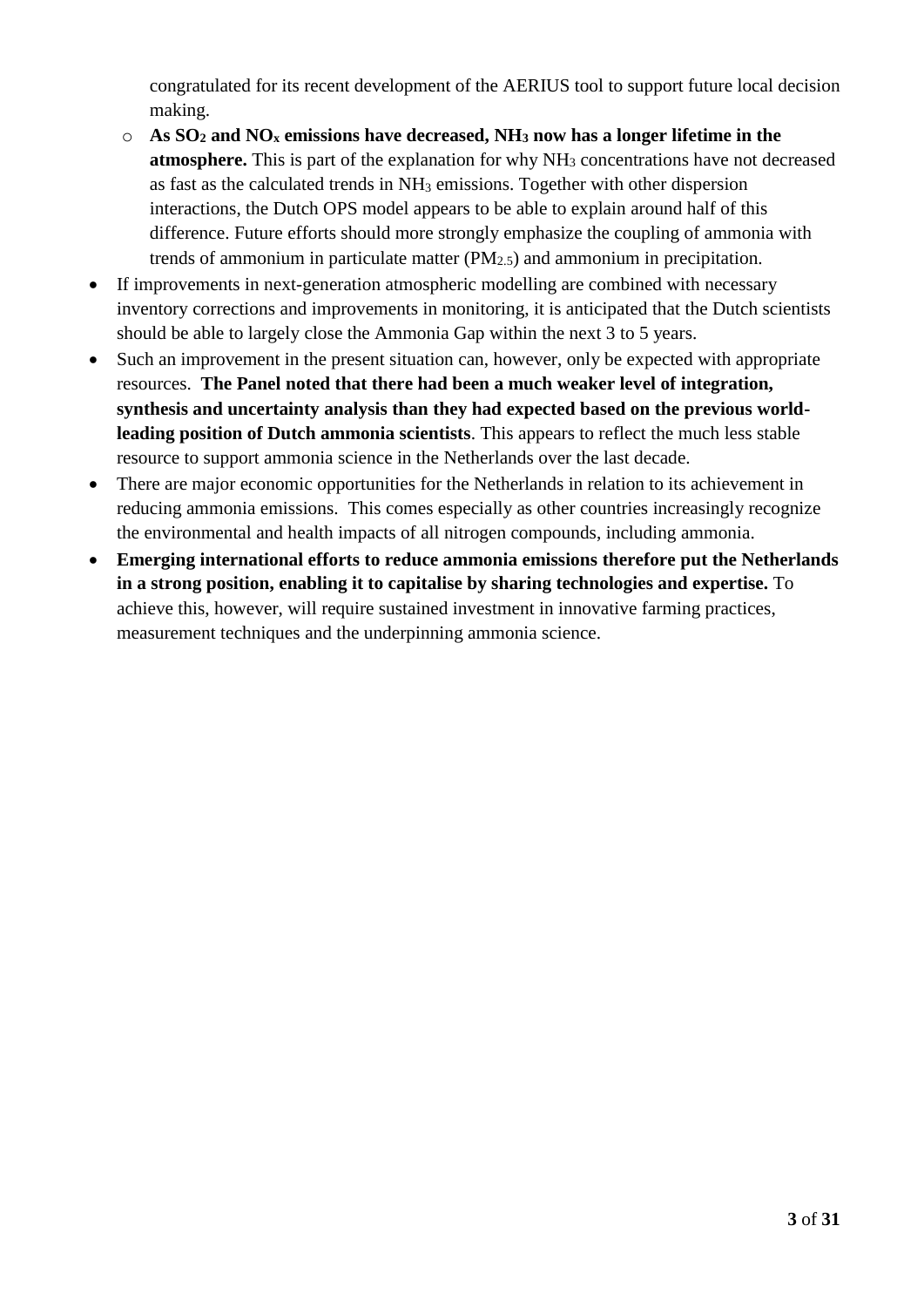congratulated for its recent development of the AERIUS tool to support future local decision making.

  - **As $SO_2$ and $NO_x$ emissions have decreased, $NH_3$ now has a longer lifetime in the atmosphere.** This is part of the explanation for why $NH_3$ concentrations have not decreased as fast as the calculated trends in $NH_3$ emissions. Together with other dispersion interactions, the Dutch OPS model appears to be able to explain around half of this difference. Future efforts should more strongly emphasize the coupling of ammonia with trends of ammonium in particulate matter ($PM_{2.5}$) and ammonium in precipitation.

- If improvements in next-generation atmospheric modelling are combined with necessary inventory corrections and improvements in monitoring, it is anticipated that the Dutch scientists should be able to largely close the Ammonia Gap within the next 3 to 5 years.
- Such an improvement in the present situation can, however, only be expected with appropriate resources. **The Panel noted that there had been a much weaker level of integration, synthesis and uncertainty analysis than they had expected based on the previous world-leading position of Dutch ammonia scientists**. This appears to reflect the much less stable resource to support ammonia science in the Netherlands over the last decade.
- There are major economic opportunities for the Netherlands in relation to its achievement in reducing ammonia emissions. This comes especially as other countries increasingly recognize the environmental and health impacts of all nitrogen compounds, including ammonia.
- **Emerging international efforts to reduce ammonia emissions therefore put the Netherlands in a strong position, enabling it to capitalise by sharing technologies and expertise.** To achieve this, however, will require sustained investment in innovative farming practices, measurement techniques and the underpinning ammonia science.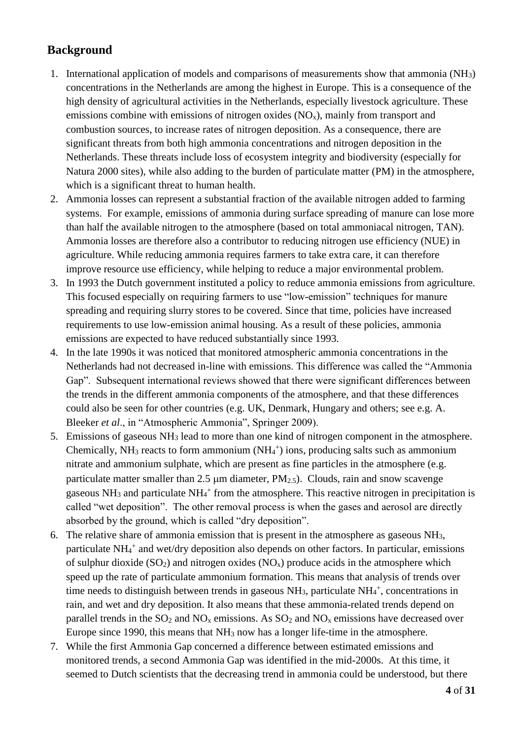## Background

1. International application of models and comparisons of measurements show that ammonia ($NH_3$) concentrations in the Netherlands are among the highest in Europe. This is a consequence of the high density of agricultural activities in the Netherlands, especially livestock agriculture. These emissions combine with emissions of nitrogen oxides ($NO_x$), mainly from transport and combustion sources, to increase rates of nitrogen deposition. As a consequence, there are significant threats from both high ammonia concentrations and nitrogen deposition in the Netherlands. These threats include loss of ecosystem integrity and biodiversity (especially for Natura 2000 sites), while also adding to the burden of particulate matter (PM) in the atmosphere, which is a significant threat to human health.
2. Ammonia losses can represent a substantial fraction of the available nitrogen added to farming systems. For example, emissions of ammonia during surface spreading of manure can lose more than half the available nitrogen to the atmosphere (based on total ammoniacal nitrogen, TAN). Ammonia losses are therefore also a contributor to reducing nitrogen use efficiency (NUE) in agriculture. While reducing ammonia requires farmers to take extra care, it can therefore improve resource use efficiency, while helping to reduce a major environmental problem.
3. In 1993 the Dutch government instituted a policy to reduce ammonia emissions from agriculture. This focused especially on requiring farmers to use "low-emission" techniques for manure spreading and requiring slurry stores to be covered. Since that time, policies have increased requirements to use low-emission animal housing. As a result of these policies, ammonia emissions are expected to have reduced substantially since 1993.
4. In the late 1990s it was noticed that monitored atmospheric ammonia concentrations in the Netherlands had not decreased in-line with emissions. This difference was called the "Ammonia Gap". Subsequent international reviews showed that there were significant differences between the trends in the different ammonia components of the atmosphere, and that these differences could also be seen for other countries (e.g. UK, Denmark, Hungary and others; see e.g. A. Bleeker *et al*., in "Atmospheric Ammonia", Springer 2009).
5. Emissions of gaseous $NH_3$ lead to more than one kind of nitrogen component in the atmosphere. Chemically, $NH_3$ reacts to form ammonium ($NH_4^+$) ions, producing salts such as ammonium nitrate and ammonium sulphate, which are present as fine particles in the atmosphere (e.g. particulate matter smaller than 2.5 μm diameter, $PM_{2.5}$). Clouds, rain and snow scavenge gaseous $NH_3$ and particulate $NH_4^+$ from the atmosphere. This reactive nitrogen in precipitation is called "wet deposition". The other removal process is when the gases and aerosol are directly absorbed by the ground, which is called "dry deposition".
6. The relative share of ammonia emission that is present in the atmosphere as gaseous $NH_3$, particulate $NH_4^+$ and wet/dry deposition also depends on other factors. In particular, emissions of sulphur dioxide ($SO_2$) and nitrogen oxides ($NO_x$) produce acids in the atmosphere which speed up the rate of particulate ammonium formation. This means that analysis of trends over time needs to distinguish between trends in gaseous $NH_3$, particulate $NH_4^+$, concentrations in rain, and wet and dry deposition. It also means that these ammonia-related trends depend on parallel trends in the $SO_2$ and $NO_x$ emissions. As $SO_2$ and $NO_x$ emissions have decreased over Europe since 1990, this means that $NH_3$ now has a longer life-time in the atmosphere.
7. While the first Ammonia Gap concerned a difference between estimated emissions and monitored trends, a second Ammonia Gap was identified in the mid-2000s. At this time, it seemed to Dutch scientists that the decreasing trend in ammonia could be understood, but there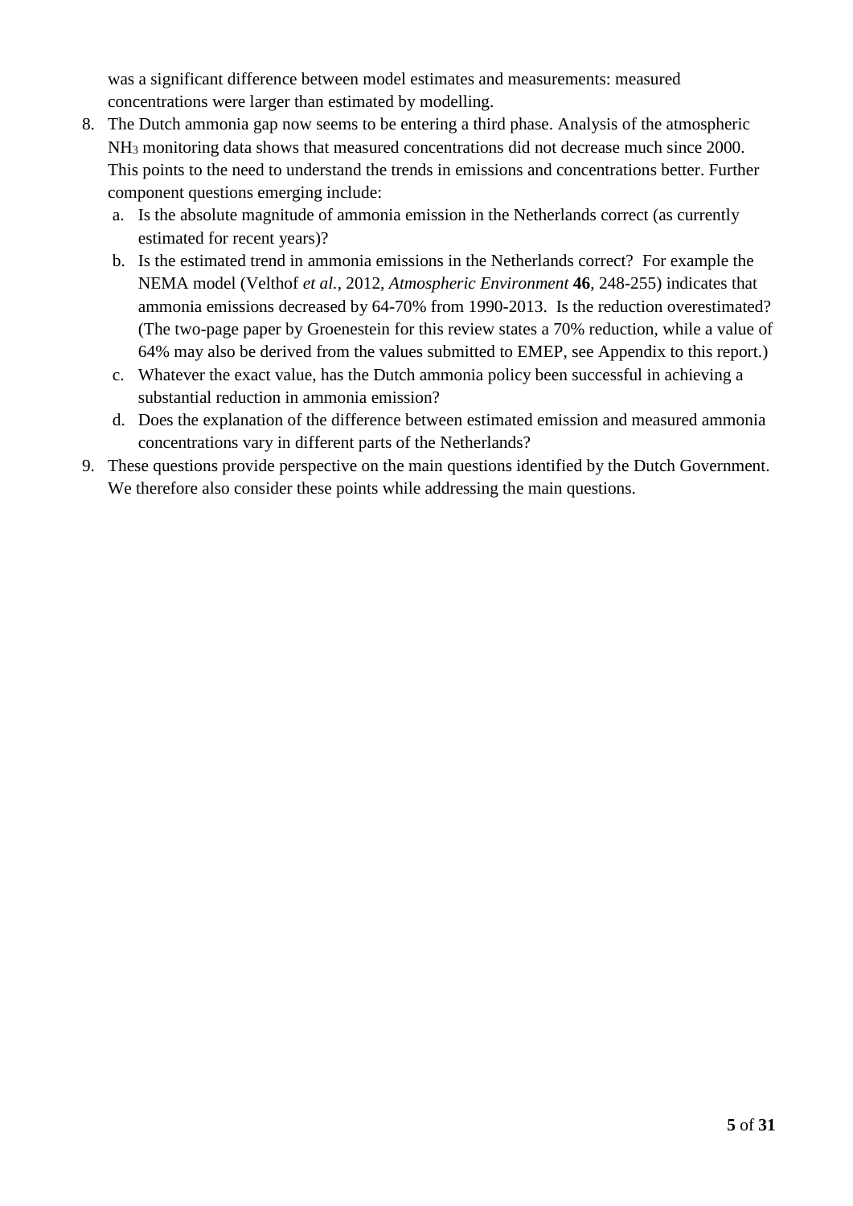was a significant difference between model estimates and measurements: measured concentrations were larger than estimated by modelling.

8. The Dutch ammonia gap now seems to be entering a third phase. Analysis of the atmospheric $NH_3$ monitoring data shows that measured concentrations did not decrease much since 2000. This points to the need to understand the trends in emissions and concentrations better. Further component questions emerging include:
   a. Is the absolute magnitude of ammonia emission in the Netherlands correct (as currently estimated for recent years)?
   b. Is the estimated trend in ammonia emissions in the Netherlands correct? For example the NEMA model (Velthof *et al.*, 2012, *Atmospheric Environment* **46**, 248-255) indicates that ammonia emissions decreased by 64-70% from 1990-2013. Is the reduction overestimated? (The two-page paper by Groenestein for this review states a 70% reduction, while a value of 64% may also be derived from the values submitted to EMEP, see Appendix to this report.)
   c. Whatever the exact value, has the Dutch ammonia policy been successful in achieving a substantial reduction in ammonia emission?
   d. Does the explanation of the difference between estimated emission and measured ammonia concentrations vary in different parts of the Netherlands?
9. These questions provide perspective on the main questions identified by the Dutch Government. We therefore also consider these points while addressing the main questions.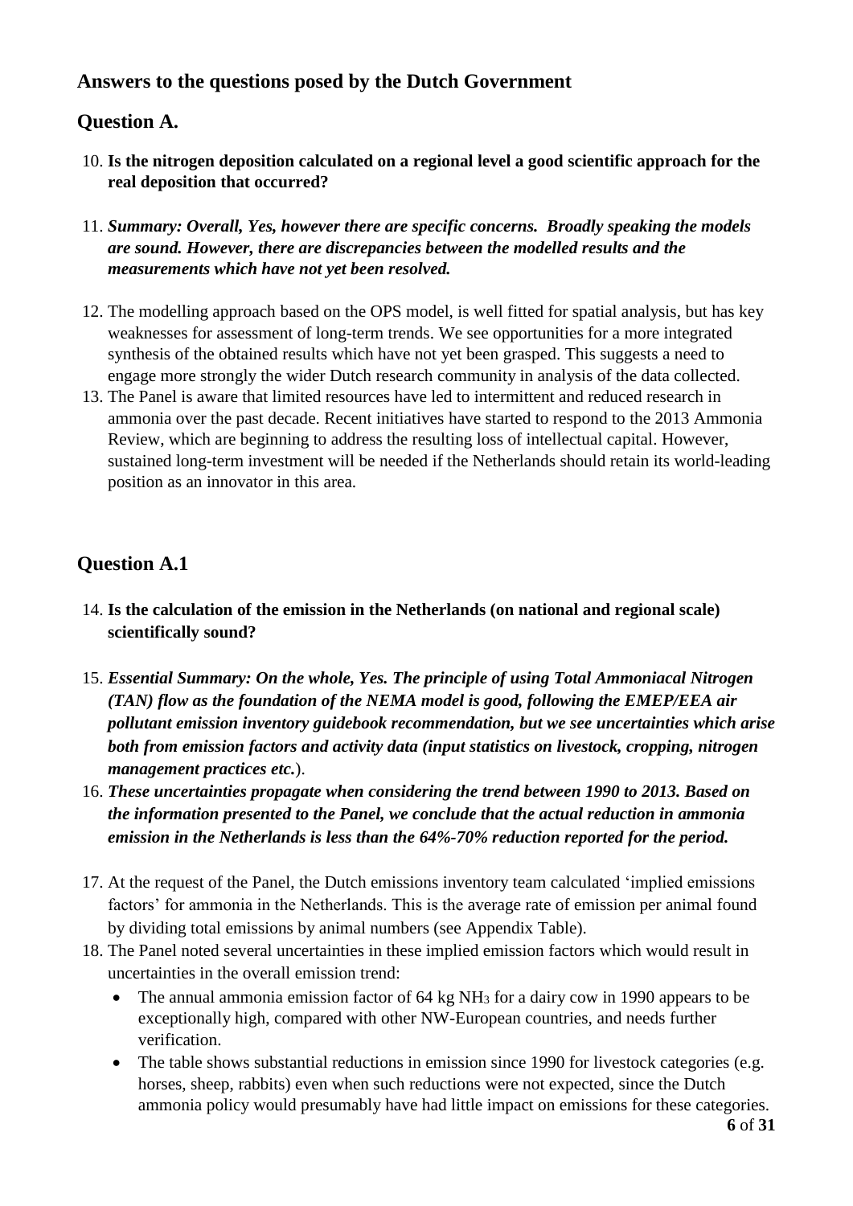## Answers to the questions posed by the Dutch Government

## Question A.

10. **Is the nitrogen deposition calculated on a regional level a good scientific approach for the real deposition that occurred?**

11. ***Summary: Overall, Yes, however there are specific concerns. Broadly speaking the models are sound. However, there are discrepancies between the modelled results and the measurements which have not yet been resolved.***

12. The modelling approach based on the OPS model, is well fitted for spatial analysis, but has key weaknesses for assessment of long-term trends. We see opportunities for a more integrated synthesis of the obtained results which have not yet been grasped. This suggests a need to engage more strongly the wider Dutch research community in analysis of the data collected.
13. The Panel is aware that limited resources have led to intermittent and reduced research in ammonia over the past decade. Recent initiatives have started to respond to the 2013 Ammonia Review, which are beginning to address the resulting loss of intellectual capital. However, sustained long-term investment will be needed if the Netherlands should retain its world-leading position as an innovator in this area.

## Question A.1

14. **Is the calculation of the emission in the Netherlands (on national and regional scale) scientifically sound?**

15. ***Essential Summary: On the whole, Yes. The principle of using Total Ammoniacal Nitrogen (TAN) flow as the foundation of the NEMA model is good, following the EMEP/EEA air pollutant emission inventory guidebook recommendation, but we see uncertainties which arise both from emission factors and activity data (input statistics on livestock, cropping, nitrogen management practices etc.***).
16. ***These uncertainties propagate when considering the trend between 1990 to 2013. Based on the information presented to the Panel, we conclude that the actual reduction in ammonia emission in the Netherlands is less than the 64%-70% reduction reported for the period.***

17. At the request of the Panel, the Dutch emissions inventory team calculated 'implied emissions factors' for ammonia in the Netherlands. This is the average rate of emission per animal found by dividing total emissions by animal numbers (see Appendix Table).
18. The Panel noted several uncertainties in these implied emission factors which would result in uncertainties in the overall emission trend:
    - The annual ammonia emission factor of 64 kg $NH_3$ for a dairy cow in 1990 appears to be exceptionally high, compared with other NW-European countries, and needs further verification.
    - The table shows substantial reductions in emission since 1990 for livestock categories (e.g. horses, sheep, rabbits) even when such reductions were not expected, since the Dutch ammonia policy would presumably have had little impact on emissions for these categories.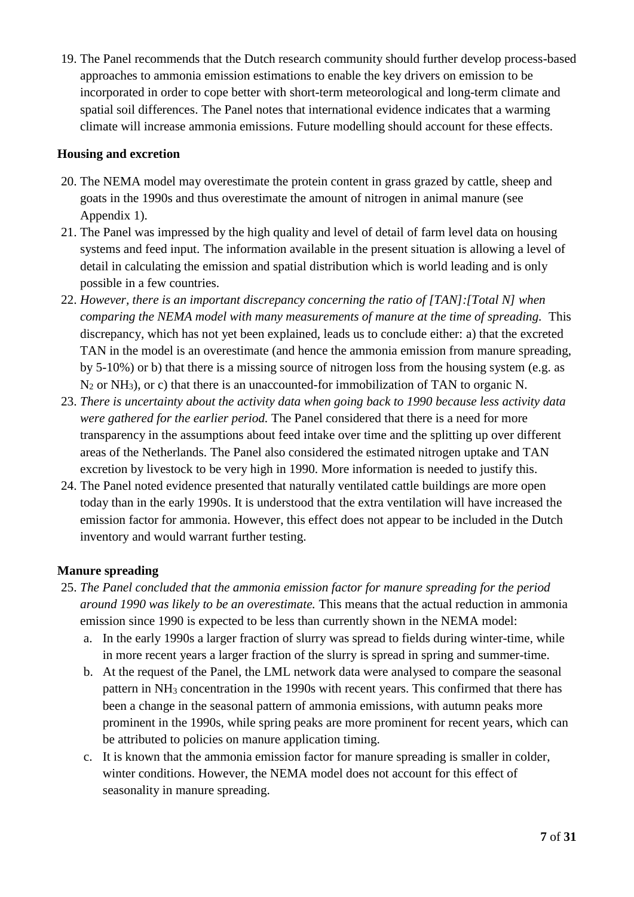19. The Panel recommends that the Dutch research community should further develop process-based approaches to ammonia emission estimations to enable the key drivers on emission to be incorporated in order to cope better with short-term meteorological and long-term climate and spatial soil differences. The Panel notes that international evidence indicates that a warming climate will increase ammonia emissions. Future modelling should account for these effects.

**Housing and excretion**

20. The NEMA model may overestimate the protein content in grass grazed by cattle, sheep and goats in the 1990s and thus overestimate the amount of nitrogen in animal manure (see Appendix 1).
21. The Panel was impressed by the high quality and level of detail of farm level data on housing systems and feed input. The information available in the present situation is allowing a level of detail in calculating the emission and spatial distribution which is world leading and is only possible in a few countries.
22. *However, there is an important discrepancy concerning the ratio of [TAN]:[Total N] when comparing the NEMA model with many measurements of manure at the time of spreading.* This discrepancy, which has not yet been explained, leads us to conclude either: a) that the excreted TAN in the model is an overestimate (and hence the ammonia emission from manure spreading, by 5-10%) or b) that there is a missing source of nitrogen loss from the housing system (e.g. as $N_2$ or $NH_3$), or c) that there is an unaccounted-for immobilization of TAN to organic N.
23. *There is uncertainty about the activity data when going back to 1990 because less activity data were gathered for the earlier period.* The Panel considered that there is a need for more transparency in the assumptions about feed intake over time and the splitting up over different areas of the Netherlands. The Panel also considered the estimated nitrogen uptake and TAN excretion by livestock to be very high in 1990. More information is needed to justify this.
24. The Panel noted evidence presented that naturally ventilated cattle buildings are more open today than in the early 1990s. It is understood that the extra ventilation will have increased the emission factor for ammonia. However, this effect does not appear to be included in the Dutch inventory and would warrant further testing.

**Manure spreading**

25. *The Panel concluded that the ammonia emission factor for manure spreading for the period around 1990 was likely to be an overestimate.* This means that the actual reduction in ammonia emission since 1990 is expected to be less than currently shown in the NEMA model:
    a. In the early 1990s a larger fraction of slurry was spread to fields during winter-time, while in more recent years a larger fraction of the slurry is spread in spring and summer-time.
    b. At the request of the Panel, the LML network data were analysed to compare the seasonal pattern in $NH_3$ concentration in the 1990s with recent years. This confirmed that there has been a change in the seasonal pattern of ammonia emissions, with autumn peaks more prominent in the 1990s, while spring peaks are more prominent for recent years, which can be attributed to policies on manure application timing.
    c. It is known that the ammonia emission factor for manure spreading is smaller in colder, winter conditions. However, the NEMA model does not account for this effect of seasonality in manure spreading.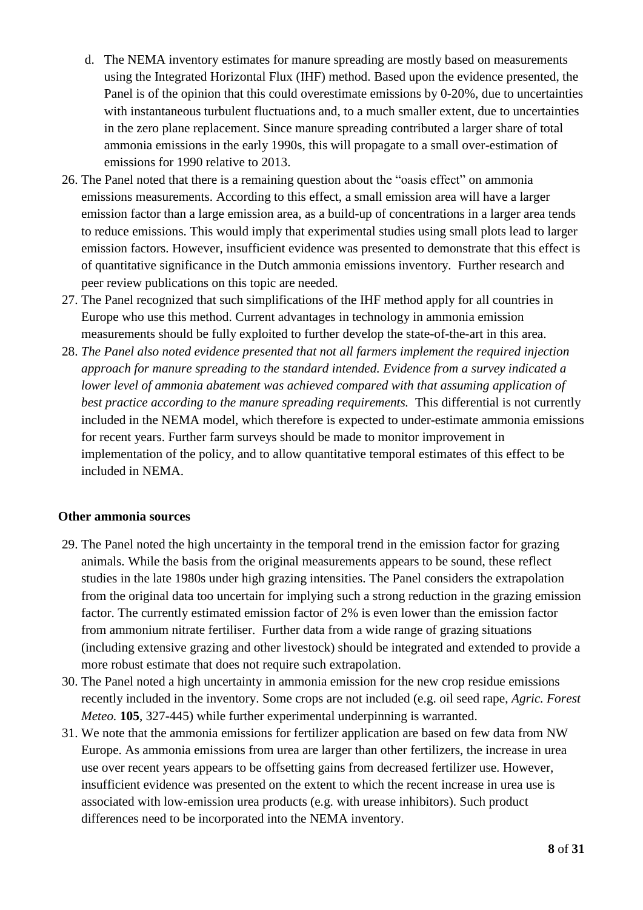d. The NEMA inventory estimates for manure spreading are mostly based on measurements using the Integrated Horizontal Flux (IHF) method. Based upon the evidence presented, the Panel is of the opinion that this could overestimate emissions by 0-20%, due to uncertainties with instantaneous turbulent fluctuations and, to a much smaller extent, due to uncertainties in the zero plane replacement. Since manure spreading contributed a larger share of total ammonia emissions in the early 1990s, this will propagate to a small over-estimation of emissions for 1990 relative to 2013.

26. The Panel noted that there is a remaining question about the "oasis effect" on ammonia emissions measurements. According to this effect, a small emission area will have a larger emission factor than a large emission area, as a build-up of concentrations in a larger area tends to reduce emissions. This would imply that experimental studies using small plots lead to larger emission factors. However, insufficient evidence was presented to demonstrate that this effect is of quantitative significance in the Dutch ammonia emissions inventory. Further research and peer review publications on this topic are needed.
27. The Panel recognized that such simplifications of the IHF method apply for all countries in Europe who use this method. Current advantages in technology in ammonia emission measurements should be fully exploited to further develop the state-of-the-art in this area.
28. *The Panel also noted evidence presented that not all farmers implement the required injection approach for manure spreading to the standard intended. Evidence from a survey indicated a lower level of ammonia abatement was achieved compared with that assuming application of best practice according to the manure spreading requirements.* This differential is not currently included in the NEMA model, which therefore is expected to under-estimate ammonia emissions for recent years. Further farm surveys should be made to monitor improvement in implementation of the policy, and to allow quantitative temporal estimates of this effect to be included in NEMA.

**Other ammonia sources**

29. The Panel noted the high uncertainty in the temporal trend in the emission factor for grazing animals. While the basis from the original measurements appears to be sound, these reflect studies in the late 1980s under high grazing intensities. The Panel considers the extrapolation from the original data too uncertain for implying such a strong reduction in the grazing emission factor. The currently estimated emission factor of 2% is even lower than the emission factor from ammonium nitrate fertiliser. Further data from a wide range of grazing situations (including extensive grazing and other livestock) should be integrated and extended to provide a more robust estimate that does not require such extrapolation.
30. The Panel noted a high uncertainty in ammonia emission for the new crop residue emissions recently included in the inventory. Some crops are not included (e.g. oil seed rape, *Agric. Forest Meteo.* **105**, 327-445) while further experimental underpinning is warranted.
31. We note that the ammonia emissions for fertilizer application are based on few data from NW Europe. As ammonia emissions from urea are larger than other fertilizers, the increase in urea use over recent years appears to be offsetting gains from decreased fertilizer use. However, insufficient evidence was presented on the extent to which the recent increase in urea use is associated with low-emission urea products (e.g. with urease inhibitors). Such product differences need to be incorporated into the NEMA inventory.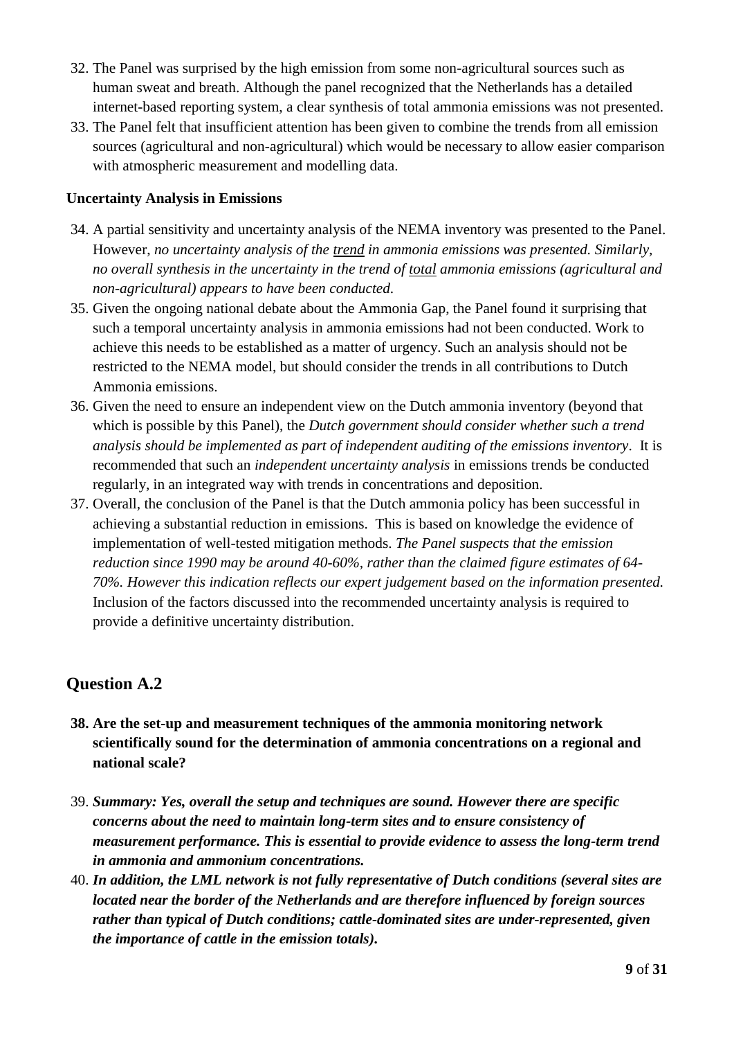32. The Panel was surprised by the high emission from some non-agricultural sources such as human sweat and breath. Although the panel recognized that the Netherlands has a detailed internet-based reporting system, a clear synthesis of total ammonia emissions was not presented.
33. The Panel felt that insufficient attention has been given to combine the trends from all emission sources (agricultural and non-agricultural) which would be necessary to allow easier comparison with atmospheric measurement and modelling data.

**Uncertainty Analysis in Emissions**

34. A partial sensitivity and uncertainty analysis of the NEMA inventory was presented to the Panel. However, *no uncertainty analysis of the <u>trend</u> in ammonia emissions was presented. Similarly, no overall synthesis in the uncertainty in the trend of <u>total</u> ammonia emissions (agricultural and non-agricultural) appears to have been conducted*.
35. Given the ongoing national debate about the Ammonia Gap, the Panel found it surprising that such a temporal uncertainty analysis in ammonia emissions had not been conducted. Work to achieve this needs to be established as a matter of urgency. Such an analysis should not be restricted to the NEMA model, but should consider the trends in all contributions to Dutch Ammonia emissions.
36. Given the need to ensure an independent view on the Dutch ammonia inventory (beyond that which is possible by this Panel), the *Dutch government should consider whether such a trend analysis should be implemented as part of independent auditing of the emissions inventory*. It is recommended that such an *independent uncertainty analysis* in emissions trends be conducted regularly, in an integrated way with trends in concentrations and deposition.
37. Overall, the conclusion of the Panel is that the Dutch ammonia policy has been successful in achieving a substantial reduction in emissions. This is based on knowledge the evidence of implementation of well-tested mitigation methods. *The Panel suspects that the emission reduction since 1990 may be around 40-60%, rather than the claimed figure estimates of 64-70%. However this indication reflects our expert judgement based on the information presented.* Inclusion of the factors discussed into the recommended uncertainty analysis is required to provide a definitive uncertainty distribution.

## Question A.2

38. **Are the set-up and measurement techniques of the ammonia monitoring network scientifically sound for the determination of ammonia concentrations on a regional and national scale?**
39. ***Summary: Yes, overall the setup and techniques are sound. However there are specific concerns about the need to maintain long-term sites and to ensure consistency of measurement performance. This is essential to provide evidence to assess the long-term trend in ammonia and ammonium concentrations.***
40. ***In addition, the LML network is not fully representative of Dutch conditions (several sites are located near the border of the Netherlands and are therefore influenced by foreign sources rather than typical of Dutch conditions; cattle-dominated sites are under-represented, given the importance of cattle in the emission totals).***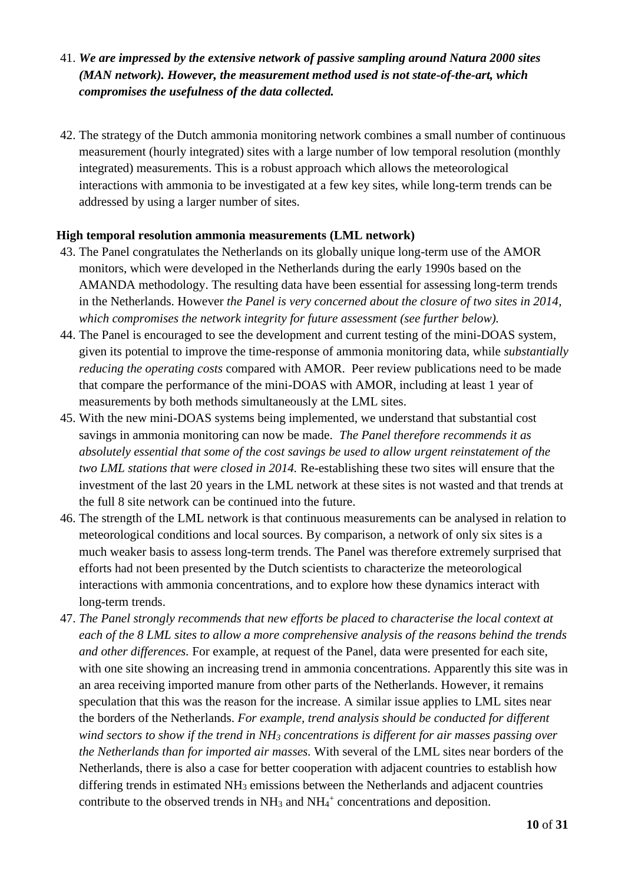41. ***We are impressed by the extensive network of passive sampling around Natura 2000 sites (MAN network). However, the measurement method used is not state-of-the-art, which compromises the usefulness of the data collected.***

42. The strategy of the Dutch ammonia monitoring network combines a small number of continuous measurement (hourly integrated) sites with a large number of low temporal resolution (monthly integrated) measurements. This is a robust approach which allows the meteorological interactions with ammonia to be investigated at a few key sites, while long-term trends can be addressed by using a larger number of sites.

**High temporal resolution ammonia measurements (LML network)**

43. The Panel congratulates the Netherlands on its globally unique long-term use of the AMOR monitors, which were developed in the Netherlands during the early 1990s based on the AMANDA methodology. The resulting data have been essential for assessing long-term trends in the Netherlands. However *the Panel is very concerned about the closure of two sites in 2014, which compromises the network integrity for future assessment (see further below).*
44. The Panel is encouraged to see the development and current testing of the mini-DOAS system, given its potential to improve the time-response of ammonia monitoring data, while *substantially reducing the operating costs* compared with AMOR. Peer review publications need to be made that compare the performance of the mini-DOAS with AMOR, including at least 1 year of measurements by both methods simultaneously at the LML sites.
45. With the new mini-DOAS systems being implemented, we understand that substantial cost savings in ammonia monitoring can now be made. *The Panel therefore recommends it as absolutely essential that some of the cost savings be used to allow urgent reinstatement of the two LML stations that were closed in 2014.* Re-establishing these two sites will ensure that the investment of the last 20 years in the LML network at these sites is not wasted and that trends at the full 8 site network can be continued into the future.
46. The strength of the LML network is that continuous measurements can be analysed in relation to meteorological conditions and local sources. By comparison, a network of only six sites is a much weaker basis to assess long-term trends. The Panel was therefore extremely surprised that efforts had not been presented by the Dutch scientists to characterize the meteorological interactions with ammonia concentrations, and to explore how these dynamics interact with long-term trends.
47. *The Panel strongly recommends that new efforts be placed to characterise the local context at each of the 8 LML sites to allow a more comprehensive analysis of the reasons behind the trends and other differences.* For example, at request of the Panel, data were presented for each site, with one site showing an increasing trend in ammonia concentrations. Apparently this site was in an area receiving imported manure from other parts of the Netherlands. However, it remains speculation that this was the reason for the increase. A similar issue applies to LML sites near the borders of the Netherlands. *For example, trend analysis should be conducted for different wind sectors to show if the trend in $NH_3$ concentrations is different for air masses passing over the Netherlands than for imported air masses.* With several of the LML sites near borders of the Netherlands, there is also a case for better cooperation with adjacent countries to establish how differing trends in estimated $NH_3$ emissions between the Netherlands and adjacent countries contribute to the observed trends in $NH_3$ and $NH_4^+$ concentrations and deposition.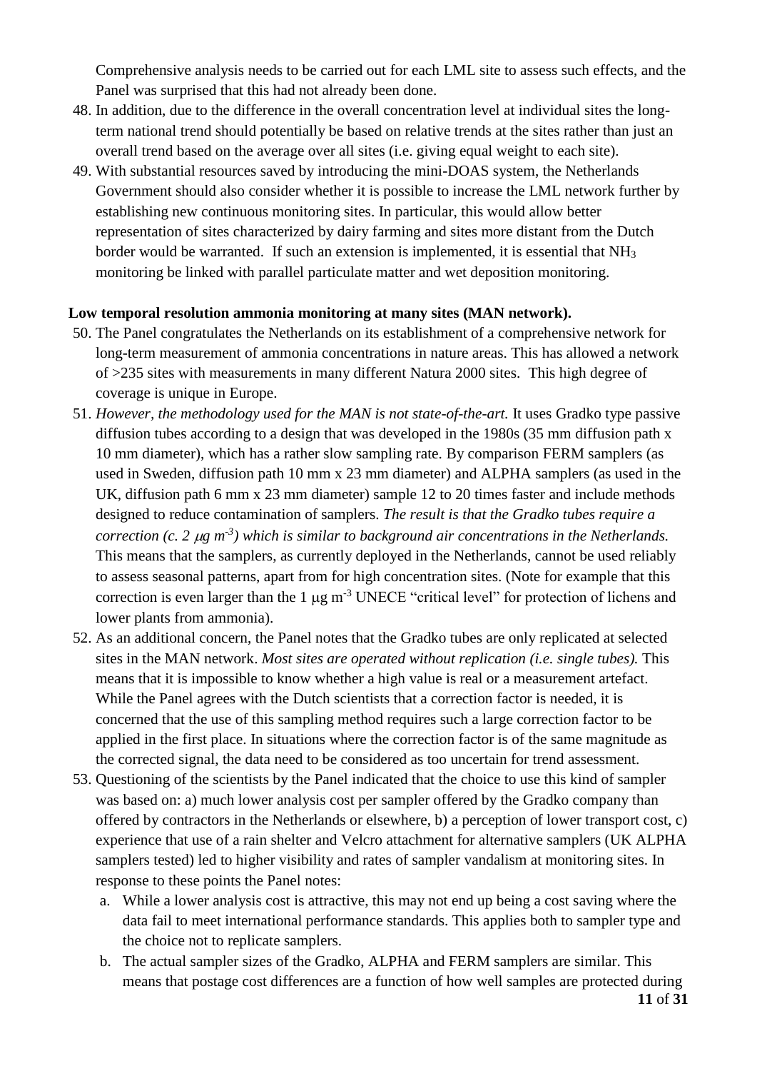Comprehensive analysis needs to be carried out for each LML site to assess such effects, and the Panel was surprised that this had not already been done.

48. In addition, due to the difference in the overall concentration level at individual sites the long-term national trend should potentially be based on relative trends at the sites rather than just an overall trend based on the average over all sites (i.e. giving equal weight to each site).
49. With substantial resources saved by introducing the mini-DOAS system, the Netherlands Government should also consider whether it is possible to increase the LML network further by establishing new continuous monitoring sites. In particular, this would allow better representation of sites characterized by dairy farming and sites more distant from the Dutch border would be warranted. If such an extension is implemented, it is essential that $NH_3$ monitoring be linked with parallel particulate matter and wet deposition monitoring.

**Low temporal resolution ammonia monitoring at many sites (MAN network).**

50. The Panel congratulates the Netherlands on its establishment of a comprehensive network for long-term measurement of ammonia concentrations in nature areas. This has allowed a network of >235 sites with measurements in many different Natura 2000 sites. This high degree of coverage is unique in Europe.
51. *However, the methodology used for the MAN is not state-of-the-art.* It uses Gradko type passive diffusion tubes according to a design that was developed in the 1980s (35 mm diffusion path x 10 mm diameter), which has a rather slow sampling rate. By comparison FERM samplers (as used in Sweden, diffusion path 10 mm x 23 mm diameter) and ALPHA samplers (as used in the UK, diffusion path 6 mm x 23 mm diameter) sample 12 to 20 times faster and include methods designed to reduce contamination of samplers. *The result is that the Gradko tubes require a correction (c. 2 $\mu g\ m^{-3}$) which is similar to background air concentrations in the Netherlands.* This means that the samplers, as currently deployed in the Netherlands, cannot be used reliably to assess seasonal patterns, apart from for high concentration sites. (Note for example that this correction is even larger than the 1 $\mu g\ m^{-3}$ UNECE "critical level" for protection of lichens and lower plants from ammonia).
52. As an additional concern, the Panel notes that the Gradko tubes are only replicated at selected sites in the MAN network. *Most sites are operated without replication (i.e. single tubes).* This means that it is impossible to know whether a high value is real or a measurement artefact. While the Panel agrees with the Dutch scientists that a correction factor is needed, it is concerned that the use of this sampling method requires such a large correction factor to be applied in the first place. In situations where the correction factor is of the same magnitude as the corrected signal, the data need to be considered as too uncertain for trend assessment.
53. Questioning of the scientists by the Panel indicated that the choice to use this kind of sampler was based on: a) much lower analysis cost per sampler offered by the Gradko company than offered by contractors in the Netherlands or elsewhere, b) a perception of lower transport cost, c) experience that use of a rain shelter and Velcro attachment for alternative samplers (UK ALPHA samplers tested) led to higher visibility and rates of sampler vandalism at monitoring sites. In response to these points the Panel notes:
    a. While a lower analysis cost is attractive, this may not end up being a cost saving where the data fail to meet international performance standards. This applies both to sampler type and the choice not to replicate samplers.
    b. The actual sampler sizes of the Gradko, ALPHA and FERM samplers are similar. This means that postage cost differences are a function of how well samples are protected during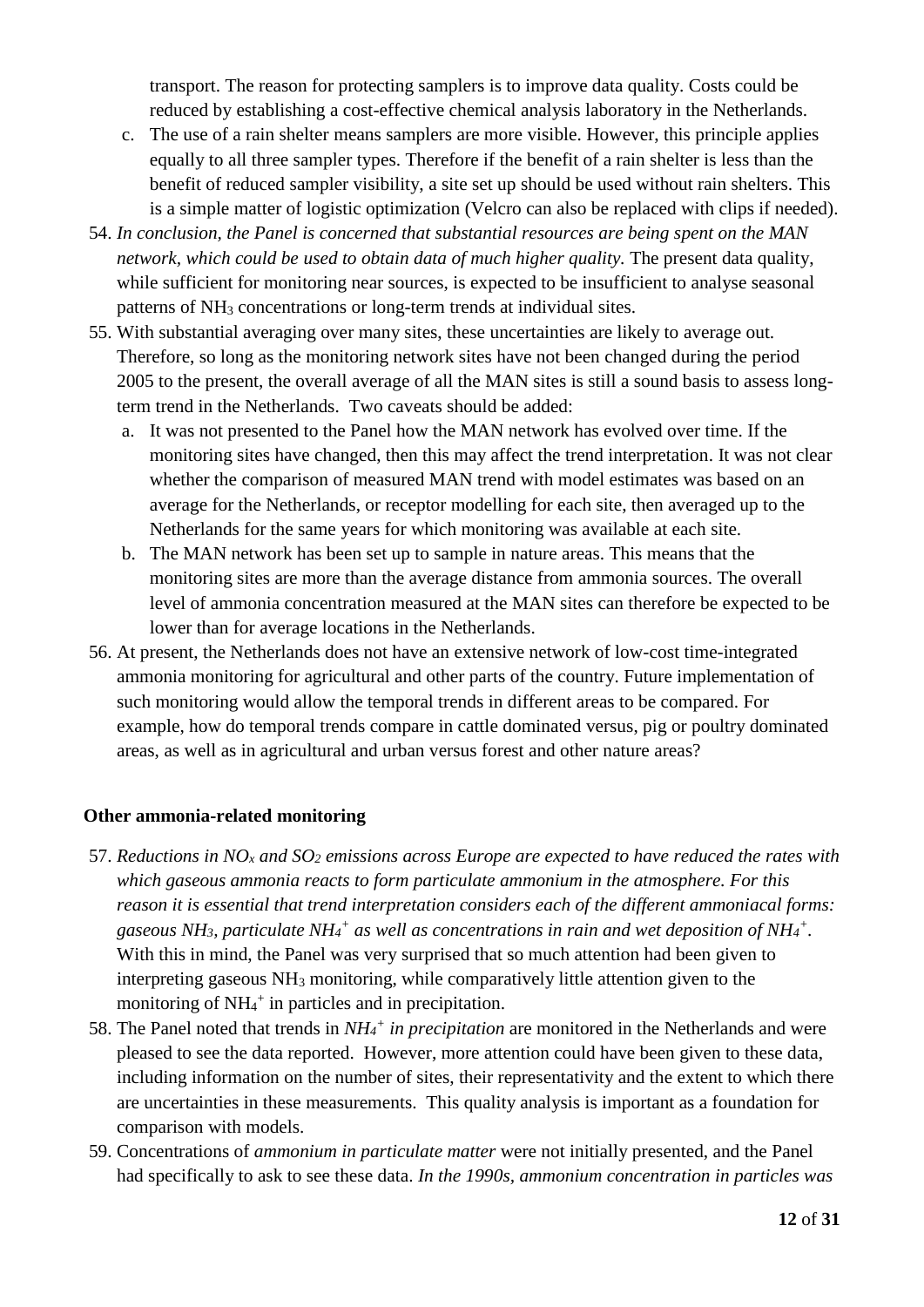transport. The reason for protecting samplers is to improve data quality. Costs could be reduced by establishing a cost-effective chemical analysis laboratory in the Netherlands.

   c. The use of a rain shelter means samplers are more visible. However, this principle applies equally to all three sampler types. Therefore if the benefit of a rain shelter is less than the benefit of reduced sampler visibility, a site set up should be used without rain shelters. This is a simple matter of logistic optimization (Velcro can also be replaced with clips if needed).

54. *In conclusion, the Panel is concerned that substantial resources are being spent on the MAN network, which could be used to obtain data of much higher quality.* The present data quality, while sufficient for monitoring near sources, is expected to be insufficient to analyse seasonal patterns of $NH_3$ concentrations or long-term trends at individual sites.

55. With substantial averaging over many sites, these uncertainties are likely to average out. Therefore, so long as the monitoring network sites have not been changed during the period 2005 to the present, the overall average of all the MAN sites is still a sound basis to assess long-term trend in the Netherlands. Two caveats should be added:

   a. It was not presented to the Panel how the MAN network has evolved over time. If the monitoring sites have changed, then this may affect the trend interpretation. It was not clear whether the comparison of measured MAN trend with model estimates was based on an average for the Netherlands, or receptor modelling for each site, then averaged up to the Netherlands for the same years for which monitoring was available at each site.

   b. The MAN network has been set up to sample in nature areas. This means that the monitoring sites are more than the average distance from ammonia sources. The overall level of ammonia concentration measured at the MAN sites can therefore be expected to be lower than for average locations in the Netherlands.

56. At present, the Netherlands does not have an extensive network of low-cost time-integrated ammonia monitoring for agricultural and other parts of the country. Future implementation of such monitoring would allow the temporal trends in different areas to be compared. For example, how do temporal trends compare in cattle dominated versus, pig or poultry dominated areas, as well as in agricultural and urban versus forest and other nature areas?

**Other ammonia-related monitoring**

57. *Reductions in $NO_x$ and $SO_2$ emissions across Europe are expected to have reduced the rates with which gaseous ammonia reacts to form particulate ammonium in the atmosphere. For this reason it is essential that trend interpretation considers each of the different ammoniacal forms: gaseous $NH_3$, particulate $NH_4^+$ as well as concentrations in rain and wet deposition of $NH_4^+$.* With this in mind, the Panel was very surprised that so much attention had been given to interpreting gaseous $NH_3$ monitoring, while comparatively little attention given to the monitoring of $NH_4^+$ in particles and in precipitation.

58. The Panel noted that trends in *$NH_4^+$ in precipitation* are monitored in the Netherlands and were pleased to see the data reported. However, more attention could have been given to these data, including information on the number of sites, their representativity and the extent to which there are uncertainties in these measurements. This quality analysis is important as a foundation for comparison with models.

59. Concentrations of *ammonium in particulate matter* were not initially presented, and the Panel had specifically to ask to see these data. *In the 1990s, ammonium concentration in particles was*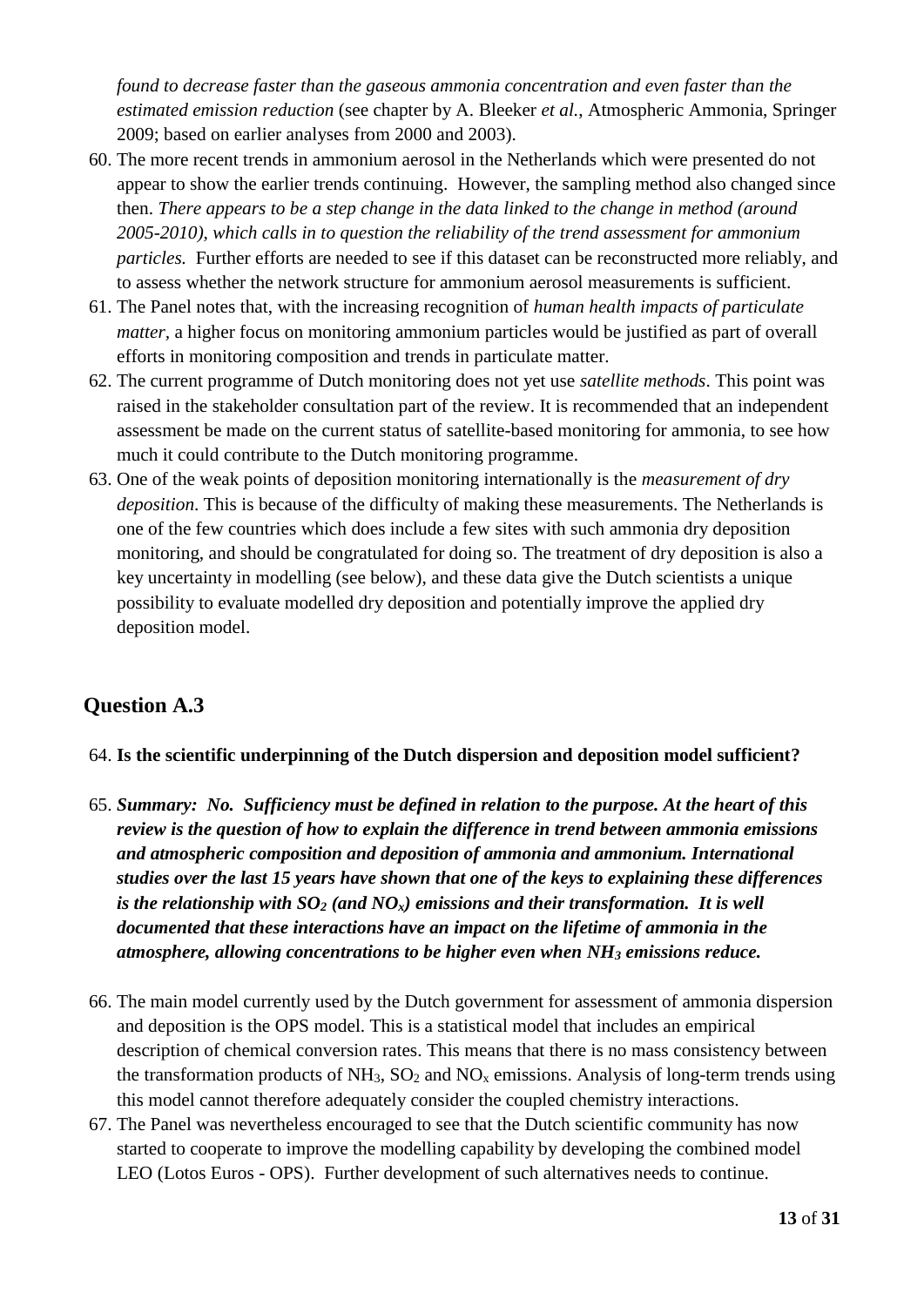*found to decrease faster than the gaseous ammonia concentration and even faster than the estimated emission reduction* (see chapter by A. Bleeker *et al.*, Atmospheric Ammonia, Springer 2009; based on earlier analyses from 2000 and 2003).

60. The more recent trends in ammonium aerosol in the Netherlands which were presented do not appear to show the earlier trends continuing. However, the sampling method also changed since then. *There appears to be a step change in the data linked to the change in method (around 2005-2010), which calls in to question the reliability of the trend assessment for ammonium particles.* Further efforts are needed to see if this dataset can be reconstructed more reliably, and to assess whether the network structure for ammonium aerosol measurements is sufficient.
61. The Panel notes that, with the increasing recognition of *human health impacts of particulate matter*, a higher focus on monitoring ammonium particles would be justified as part of overall efforts in monitoring composition and trends in particulate matter.
62. The current programme of Dutch monitoring does not yet use *satellite methods*. This point was raised in the stakeholder consultation part of the review. It is recommended that an independent assessment be made on the current status of satellite-based monitoring for ammonia, to see how much it could contribute to the Dutch monitoring programme.
63. One of the weak points of deposition monitoring internationally is the *measurement of dry deposition*. This is because of the difficulty of making these measurements. The Netherlands is one of the few countries which does include a few sites with such ammonia dry deposition monitoring, and should be congratulated for doing so. The treatment of dry deposition is also a key uncertainty in modelling (see below), and these data give the Dutch scientists a unique possibility to evaluate modelled dry deposition and potentially improve the applied dry deposition model.

## Question A.3

64. **Is the scientific underpinning of the Dutch dispersion and deposition model sufficient?**

65. ***Summary: No. Sufficiency must be defined in relation to the purpose. At the heart of this review is the question of how to explain the difference in trend between ammonia emissions and atmospheric composition and deposition of ammonia and ammonium. International studies over the last 15 years have shown that one of the keys to explaining these differences is the relationship with $SO_2$ (and $NO_x$) emissions and their transformation. It is well documented that these interactions have an impact on the lifetime of ammonia in the atmosphere, allowing concentrations to be higher even when $NH_3$ emissions reduce.***

66. The main model currently used by the Dutch government for assessment of ammonia dispersion and deposition is the OPS model. This is a statistical model that includes an empirical description of chemical conversion rates. This means that there is no mass consistency between the transformation products of $NH_3$, $SO_2$ and $NO_x$ emissions. Analysis of long-term trends using this model cannot therefore adequately consider the coupled chemistry interactions.
67. The Panel was nevertheless encouraged to see that the Dutch scientific community has now started to cooperate to improve the modelling capability by developing the combined model LEO (Lotos Euros - OPS). Further development of such alternatives needs to continue.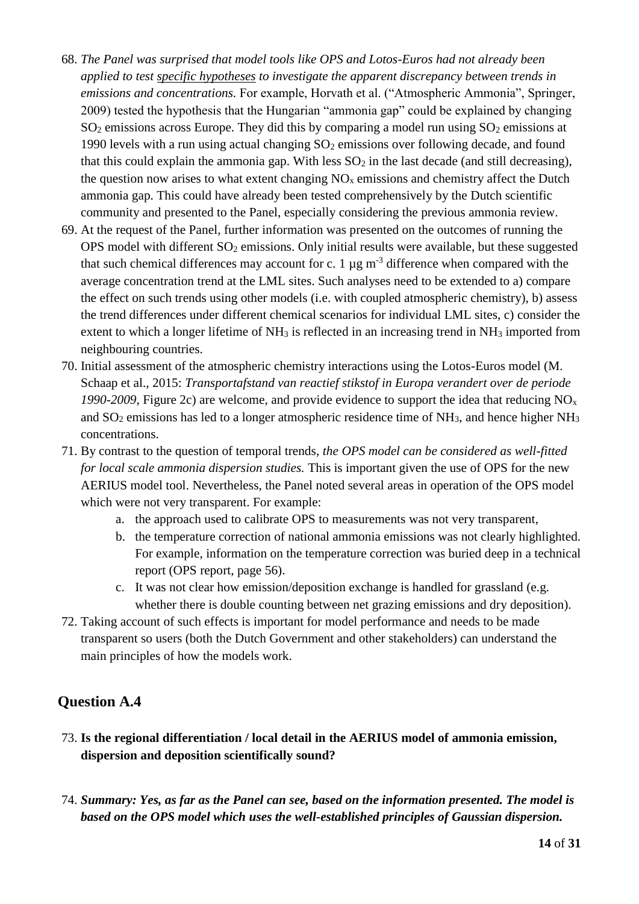68. *The Panel was surprised that model tools like OPS and Lotos-Euros had not already been applied to test specific hypotheses to investigate the apparent discrepancy between trends in emissions and concentrations.* For example, Horvath et al. ("Atmospheric Ammonia", Springer, 2009) tested the hypothesis that the Hungarian "ammonia gap" could be explained by changing $SO_2$ emissions across Europe. They did this by comparing a model run using $SO_2$ emissions at 1990 levels with a run using actual changing $SO_2$ emissions over following decade, and found that this could explain the ammonia gap. With less $SO_2$ in the last decade (and still decreasing), the question now arises to what extent changing $NO_x$ emissions and chemistry affect the Dutch ammonia gap. This could have already been tested comprehensively by the Dutch scientific community and presented to the Panel, especially considering the previous ammonia review.
69. At the request of the Panel, further information was presented on the outcomes of running the OPS model with different $SO_2$ emissions. Only initial results were available, but these suggested that such chemical differences may account for c. 1 $\mu g\ m^{-3}$ difference when compared with the average concentration trend at the LML sites. Such analyses need to be extended to a) compare the effect on such trends using other models (i.e. with coupled atmospheric chemistry), b) assess the trend differences under different chemical scenarios for individual LML sites, c) consider the extent to which a longer lifetime of $NH_3$ is reflected in an increasing trend in $NH_3$ imported from neighbouring countries.
70. Initial assessment of the atmospheric chemistry interactions using the Lotos-Euros model (M. Schaap et al., 2015: *Transportafstand van reactief stikstof in Europa verandert over de periode 1990-2009*, Figure 2c) are welcome, and provide evidence to support the idea that reducing $NO_x$ and $SO_2$ emissions has led to a longer atmospheric residence time of $NH_3$, and hence higher $NH_3$ concentrations.
71. By contrast to the question of temporal trends, *the OPS model can be considered as well-fitted for local scale ammonia dispersion studies.* This is important given the use of OPS for the new AERIUS model tool. Nevertheless, the Panel noted several areas in operation of the OPS model which were not very transparent. For example:
    a. the approach used to calibrate OPS to measurements was not very transparent,
    b. the temperature correction of national ammonia emissions was not clearly highlighted. For example, information on the temperature correction was buried deep in a technical report (OPS report, page 56).
    c. It was not clear how emission/deposition exchange is handled for grassland (e.g. whether there is double counting between net grazing emissions and dry deposition).
72. Taking account of such effects is important for model performance and needs to be made transparent so users (both the Dutch Government and other stakeholders) can understand the main principles of how the models work.

## Question A.4

73. **Is the regional differentiation / local detail in the AERIUS model of ammonia emission, dispersion and deposition scientifically sound?**

74. ***Summary: Yes, as far as the Panel can see, based on the information presented. The model is based on the OPS model which uses the well-established principles of Gaussian dispersion.***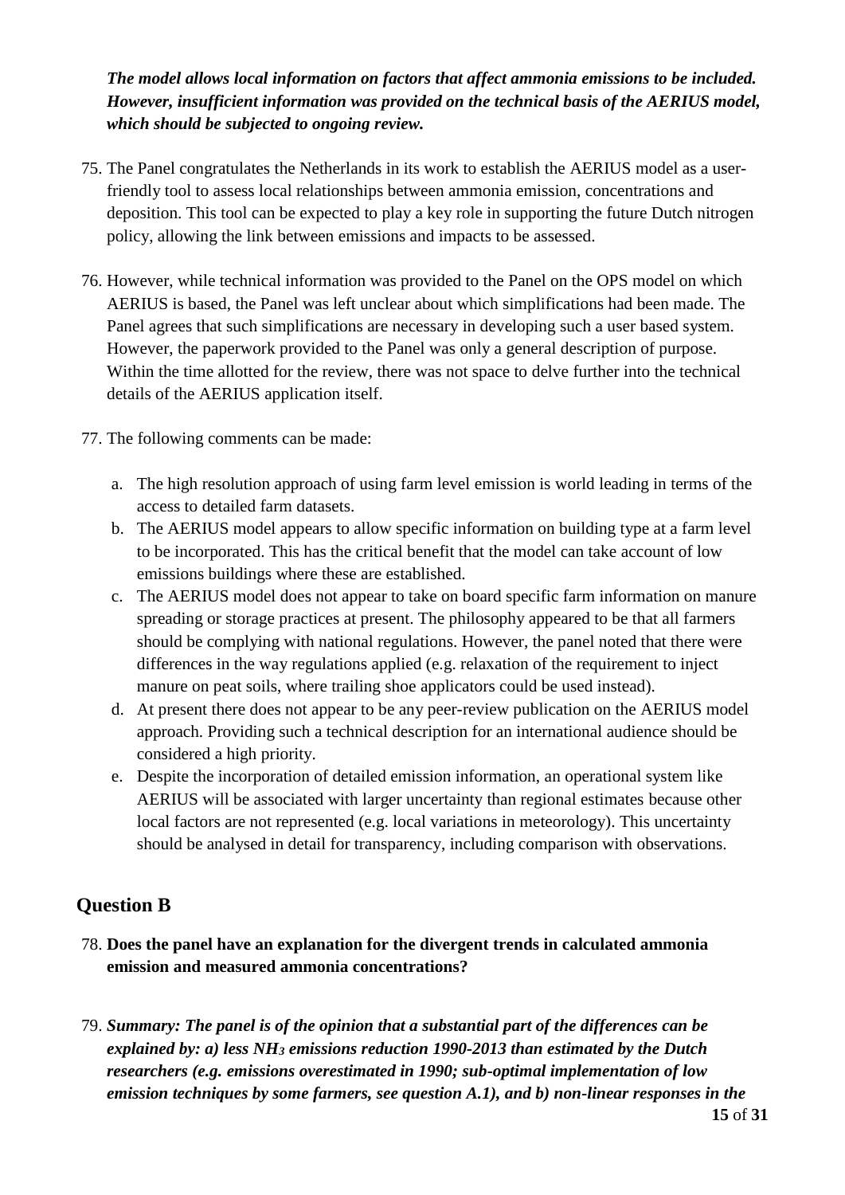***The model allows local information on factors that affect ammonia emissions to be included. However, insufficient information was provided on the technical basis of the AERIUS model, which should be subjected to ongoing review.***

75. The Panel congratulates the Netherlands in its work to establish the AERIUS model as a user-friendly tool to assess local relationships between ammonia emission, concentrations and deposition. This tool can be expected to play a key role in supporting the future Dutch nitrogen policy, allowing the link between emissions and impacts to be assessed.

76. However, while technical information was provided to the Panel on the OPS model on which AERIUS is based, the Panel was left unclear about which simplifications had been made. The Panel agrees that such simplifications are necessary in developing such a user based system. However, the paperwork provided to the Panel was only a general description of purpose. Within the time allotted for the review, there was not space to delve further into the technical details of the AERIUS application itself.

77. The following comments can be made:

    a. The high resolution approach of using farm level emission is world leading in terms of the access to detailed farm datasets.
    b. The AERIUS model appears to allow specific information on building type at a farm level to be incorporated. This has the critical benefit that the model can take account of low emissions buildings where these are established.
    c. The AERIUS model does not appear to take on board specific farm information on manure spreading or storage practices at present. The philosophy appeared to be that all farmers should be complying with national regulations. However, the panel noted that there were differences in the way regulations applied (e.g. relaxation of the requirement to inject manure on peat soils, where trailing shoe applicators could be used instead).
    d. At present there does not appear to be any peer-review publication on the AERIUS model approach. Providing such a technical description for an international audience should be considered a high priority.
    e. Despite the incorporation of detailed emission information, an operational system like AERIUS will be associated with larger uncertainty than regional estimates because other local factors are not represented (e.g. local variations in meteorology). This uncertainty should be analysed in detail for transparency, including comparison with observations.

## Question B

78. **Does the panel have an explanation for the divergent trends in calculated ammonia emission and measured ammonia concentrations?**

79. ***Summary: The panel is of the opinion that a substantial part of the differences can be explained by: a) less $NH_3$ emissions reduction 1990-2013 than estimated by the Dutch researchers (e.g. emissions overestimated in 1990; sub-optimal implementation of low emission techniques by some farmers, see question A.1), and b) non-linear responses in the***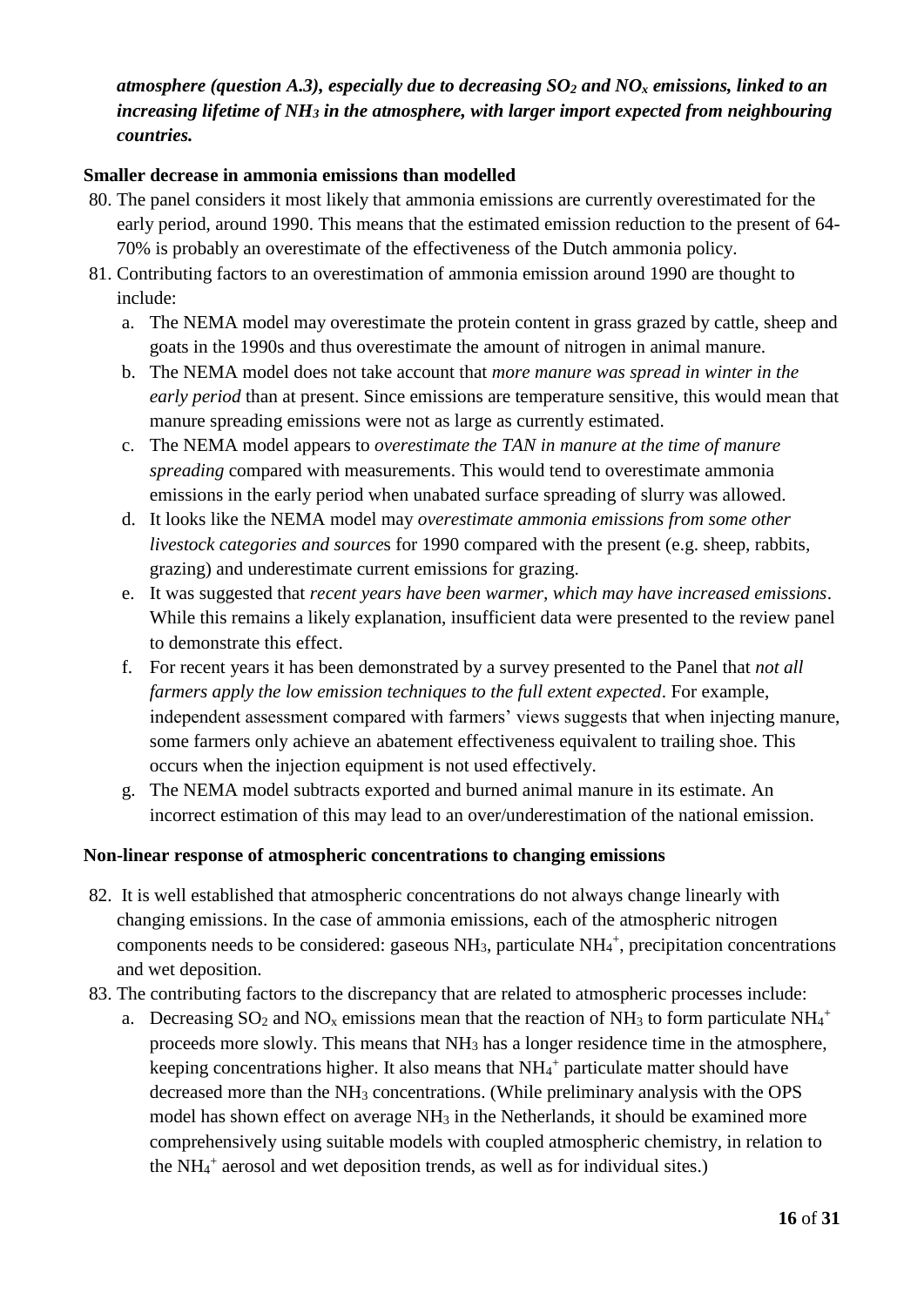***atmosphere (question A.3), especially due to decreasing $SO_2$ and $NO_x$ emissions, linked to an increasing lifetime of $NH_3$ in the atmosphere, with larger import expected from neighbouring countries.***

**Smaller decrease in ammonia emissions than modelled**

80. The panel considers it most likely that ammonia emissions are currently overestimated for the early period, around 1990. This means that the estimated emission reduction to the present of 64-70% is probably an overestimate of the effectiveness of the Dutch ammonia policy.
81. Contributing factors to an overestimation of ammonia emission around 1990 are thought to include:
    a. The NEMA model may overestimate the protein content in grass grazed by cattle, sheep and goats in the 1990s and thus overestimate the amount of nitrogen in animal manure.
    b. The NEMA model does not take account that *more manure was spread in winter in the early period* than at present. Since emissions are temperature sensitive, this would mean that manure spreading emissions were not as large as currently estimated.
    c. The NEMA model appears to *overestimate the TAN in manure at the time of manure spreading* compared with measurements. This would tend to overestimate ammonia emissions in the early period when unabated surface spreading of slurry was allowed.
    d. It looks like the NEMA model may *overestimate ammonia emissions from some other livestock categories and sources* for 1990 compared with the present (e.g. sheep, rabbits, grazing) and underestimate current emissions for grazing.
    e. It was suggested that *recent years have been warmer, which may have increased emissions*. While this remains a likely explanation, insufficient data were presented to the review panel to demonstrate this effect.
    f. For recent years it has been demonstrated by a survey presented to the Panel that *not all farmers apply the low emission techniques to the full extent expected*. For example, independent assessment compared with farmers' views suggests that when injecting manure, some farmers only achieve an abatement effectiveness equivalent to trailing shoe. This occurs when the injection equipment is not used effectively.
    g. The NEMA model subtracts exported and burned animal manure in its estimate. An incorrect estimation of this may lead to an over/underestimation of the national emission.

**Non-linear response of atmospheric concentrations to changing emissions**

82. It is well established that atmospheric concentrations do not always change linearly with changing emissions. In the case of ammonia emissions, each of the atmospheric nitrogen components needs to be considered: gaseous $NH_3$, particulate $NH_4^+$, precipitation concentrations and wet deposition.
83. The contributing factors to the discrepancy that are related to atmospheric processes include:
    a. Decreasing $SO_2$ and $NO_x$ emissions mean that the reaction of $NH_3$ to form particulate $NH_4^+$ proceeds more slowly. This means that $NH_3$ has a longer residence time in the atmosphere, keeping concentrations higher. It also means that $NH_4^+$ particulate matter should have decreased more than the $NH_3$ concentrations. (While preliminary analysis with the OPS model has shown effect on average $NH_3$ in the Netherlands, it should be examined more comprehensively using suitable models with coupled atmospheric chemistry, in relation to the $NH_4^+$ aerosol and wet deposition trends, as well as for individual sites.)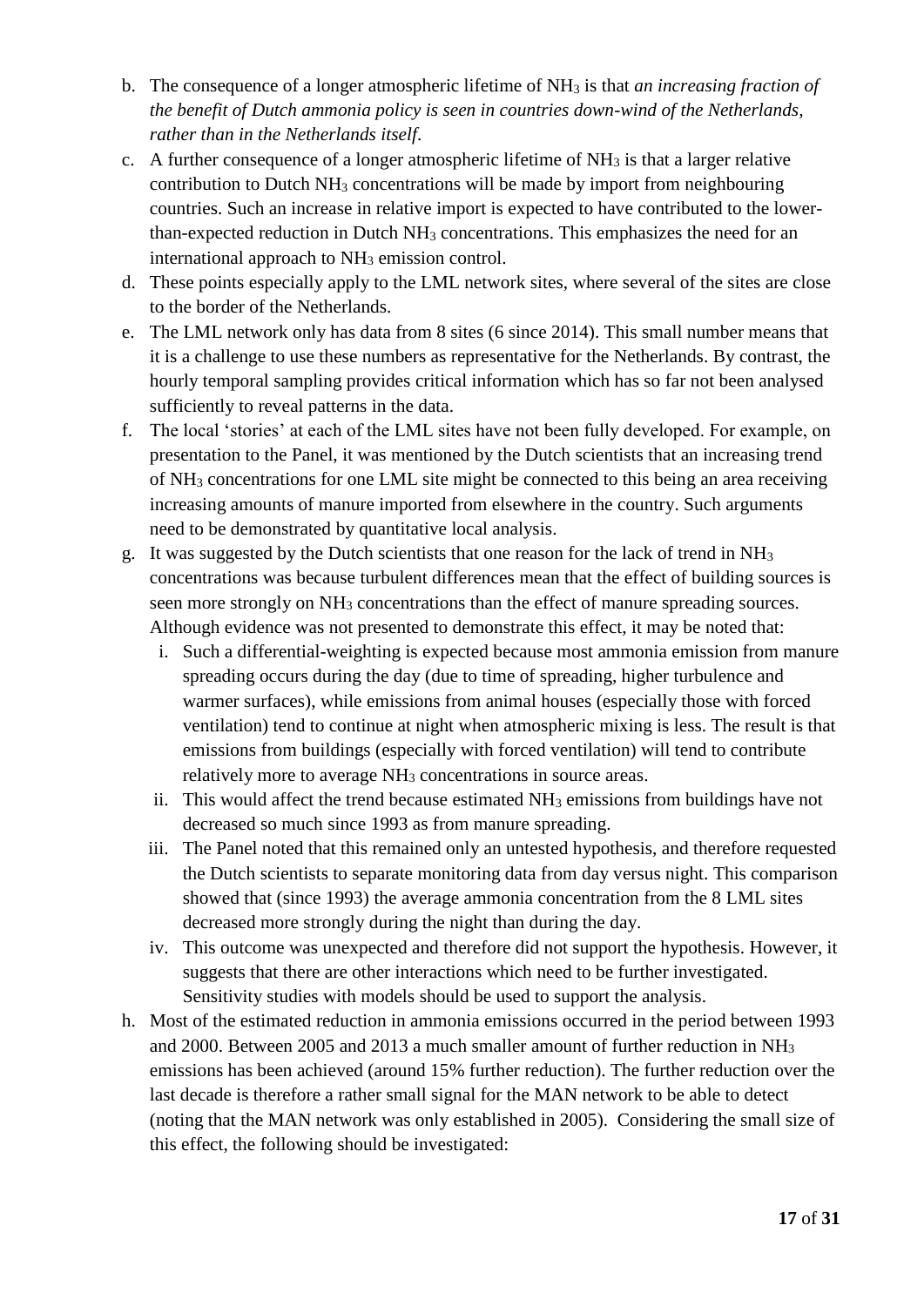b. The consequence of a longer atmospheric lifetime of $NH_3$ is that *an increasing fraction of the benefit of Dutch ammonia policy is seen in countries down-wind of the Netherlands, rather than in the Netherlands itself.*

c. A further consequence of a longer atmospheric lifetime of $NH_3$ is that a larger relative contribution to Dutch $NH_3$ concentrations will be made by import from neighbouring countries. Such an increase in relative import is expected to have contributed to the lower-than-expected reduction in Dutch $NH_3$ concentrations. This emphasizes the need for an international approach to $NH_3$ emission control.

d. These points especially apply to the LML network sites, where several of the sites are close to the border of the Netherlands.

e. The LML network only has data from 8 sites (6 since 2014). This small number means that it is a challenge to use these numbers as representative for the Netherlands. By contrast, the hourly temporal sampling provides critical information which has so far not been analysed sufficiently to reveal patterns in the data.

f. The local 'stories' at each of the LML sites have not been fully developed. For example, on presentation to the Panel, it was mentioned by the Dutch scientists that an increasing trend of $NH_3$ concentrations for one LML site might be connected to this being an area receiving increasing amounts of manure imported from elsewhere in the country. Such arguments need to be demonstrated by quantitative local analysis.

g. It was suggested by the Dutch scientists that one reason for the lack of trend in $NH_3$ concentrations was because turbulent differences mean that the effect of building sources is seen more strongly on $NH_3$ concentrations than the effect of manure spreading sources. Although evidence was not presented to demonstrate this effect, it may be noted that:

   i. Such a differential-weighting is expected because most ammonia emission from manure spreading occurs during the day (due to time of spreading, higher turbulence and warmer surfaces), while emissions from animal houses (especially those with forced ventilation) tend to continue at night when atmospheric mixing is less. The result is that emissions from buildings (especially with forced ventilation) will tend to contribute relatively more to average $NH_3$ concentrations in source areas.

   ii. This would affect the trend because estimated $NH_3$ emissions from buildings have not decreased so much since 1993 as from manure spreading.

   iii. The Panel noted that this remained only an untested hypothesis, and therefore requested the Dutch scientists to separate monitoring data from day versus night. This comparison showed that (since 1993) the average ammonia concentration from the 8 LML sites decreased more strongly during the night than during the day.

   iv. This outcome was unexpected and therefore did not support the hypothesis. However, it suggests that there are other interactions which need to be further investigated. Sensitivity studies with models should be used to support the analysis.

h. Most of the estimated reduction in ammonia emissions occurred in the period between 1993 and 2000. Between 2005 and 2013 a much smaller amount of further reduction in $NH_3$ emissions has been achieved (around 15% further reduction). The further reduction over the last decade is therefore a rather small signal for the MAN network to be able to detect (noting that the MAN network was only established in 2005). Considering the small size of this effect, the following should be investigated: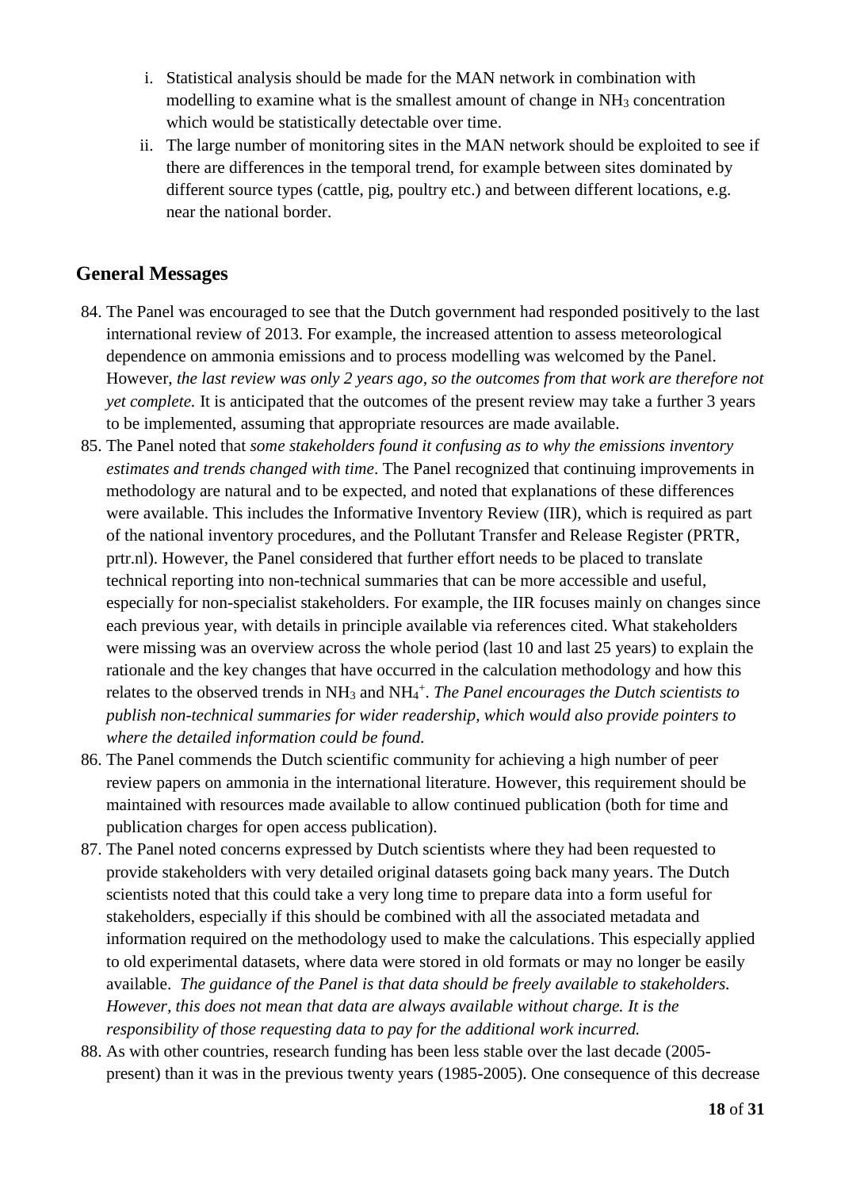i. Statistical analysis should be made for the MAN network in combination with modelling to examine what is the smallest amount of change in $NH_3$ concentration which would be statistically detectable over time.
ii. The large number of monitoring sites in the MAN network should be exploited to see if there are differences in the temporal trend, for example between sites dominated by different source types (cattle, pig, poultry etc.) and between different locations, e.g. near the national border.

## General Messages

84. The Panel was encouraged to see that the Dutch government had responded positively to the last international review of 2013. For example, the increased attention to assess meteorological dependence on ammonia emissions and to process modelling was welcomed by the Panel. However, *the last review was only 2 years ago, so the outcomes from that work are therefore not yet complete.* It is anticipated that the outcomes of the present review may take a further 3 years to be implemented, assuming that appropriate resources are made available.
85. The Panel noted that *some stakeholders found it confusing as to why the emissions inventory estimates and trends changed with time*. The Panel recognized that continuing improvements in methodology are natural and to be expected, and noted that explanations of these differences were available. This includes the Informative Inventory Review (IIR), which is required as part of the national inventory procedures, and the Pollutant Transfer and Release Register (PRTR, prtr.nl). However, the Panel considered that further effort needs to be placed to translate technical reporting into non-technical summaries that can be more accessible and useful, especially for non-specialist stakeholders. For example, the IIR focuses mainly on changes since each previous year, with details in principle available via references cited. What stakeholders were missing was an overview across the whole period (last 10 and last 25 years) to explain the rationale and the key changes that have occurred in the calculation methodology and how this relates to the observed trends in $NH_3$ and $NH_4^+$. *The Panel encourages the Dutch scientists to publish non-technical summaries for wider readership, which would also provide pointers to where the detailed information could be found.*
86. The Panel commends the Dutch scientific community for achieving a high number of peer review papers on ammonia in the international literature. However, this requirement should be maintained with resources made available to allow continued publication (both for time and publication charges for open access publication).
87. The Panel noted concerns expressed by Dutch scientists where they had been requested to provide stakeholders with very detailed original datasets going back many years. The Dutch scientists noted that this could take a very long time to prepare data into a form useful for stakeholders, especially if this should be combined with all the associated metadata and information required on the methodology used to make the calculations. This especially applied to old experimental datasets, where data were stored in old formats or may no longer be easily available. *The guidance of the Panel is that data should be freely available to stakeholders. However, this does not mean that data are always available without charge. It is the responsibility of those requesting data to pay for the additional work incurred.*
88. As with other countries, research funding has been less stable over the last decade (2005-present) than it was in the previous twenty years (1985-2005). One consequence of this decrease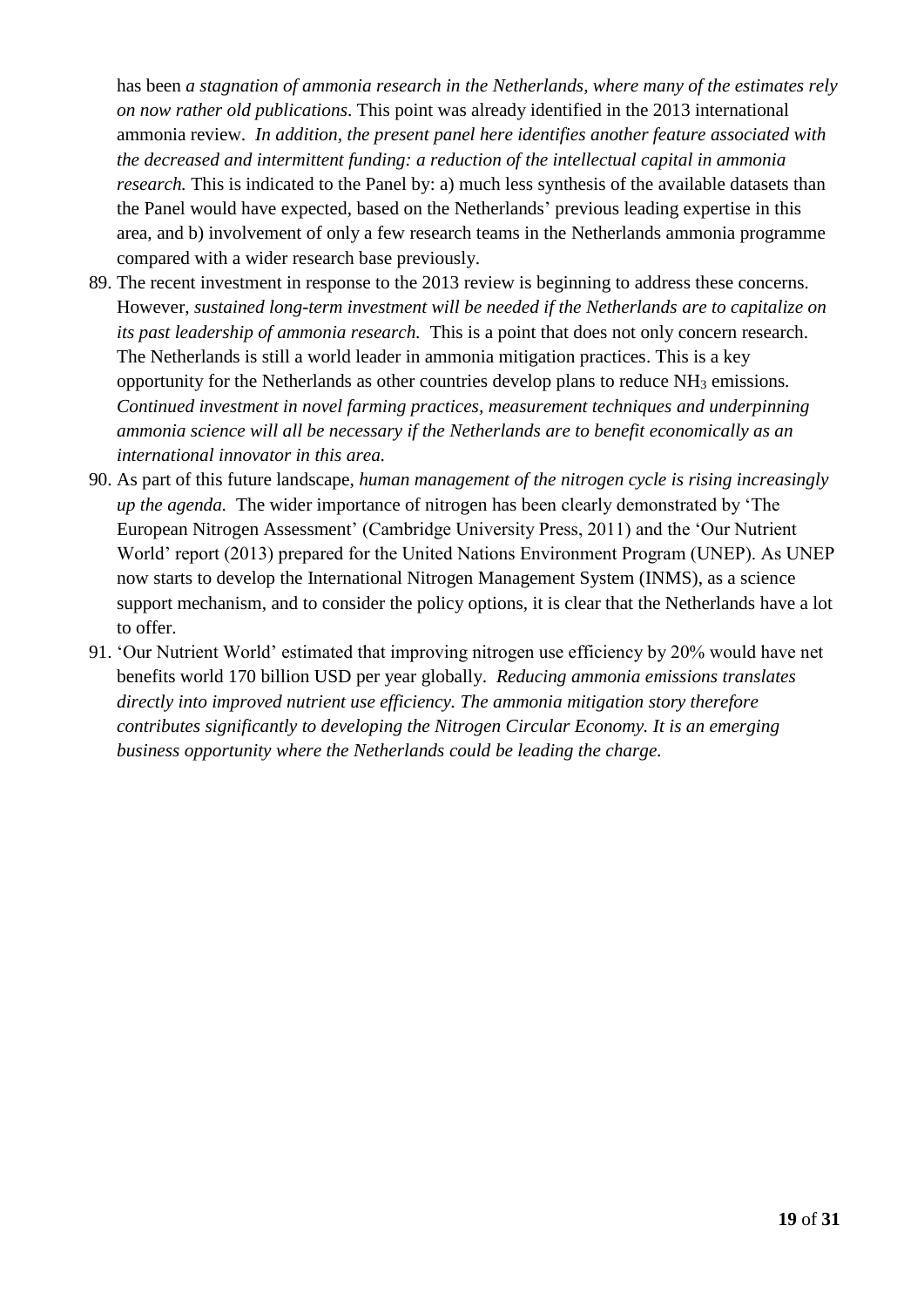has been *a stagnation of ammonia research in the Netherlands, where many of the estimates rely on now rather old publications*. This point was already identified in the 2013 international ammonia review. *In addition, the present panel here identifies another feature associated with the decreased and intermittent funding: a reduction of the intellectual capital in ammonia research.* This is indicated to the Panel by: a) much less synthesis of the available datasets than the Panel would have expected, based on the Netherlands' previous leading expertise in this area, and b) involvement of only a few research teams in the Netherlands ammonia programme compared with a wider research base previously.

89. The recent investment in response to the 2013 review is beginning to address these concerns. However, *sustained long-term investment will be needed if the Netherlands are to capitalize on its past leadership of ammonia research.* This is a point that does not only concern research. The Netherlands is still a world leader in ammonia mitigation practices. This is a key opportunity for the Netherlands as other countries develop plans to reduce $NH_3$ emissions. *Continued investment in novel farming practices, measurement techniques and underpinning ammonia science will all be necessary if the Netherlands are to benefit economically as an international innovator in this area.*
90. As part of this future landscape, *human management of the nitrogen cycle is rising increasingly up the agenda.* The wider importance of nitrogen has been clearly demonstrated by 'The European Nitrogen Assessment' (Cambridge University Press, 2011) and the 'Our Nutrient World' report (2013) prepared for the United Nations Environment Program (UNEP). As UNEP now starts to develop the International Nitrogen Management System (INMS), as a science support mechanism, and to consider the policy options, it is clear that the Netherlands have a lot to offer.
91. 'Our Nutrient World' estimated that improving nitrogen use efficiency by 20% would have net benefits world 170 billion USD per year globally. *Reducing ammonia emissions translates directly into improved nutrient use efficiency. The ammonia mitigation story therefore contributes significantly to developing the Nitrogen Circular Economy. It is an emerging business opportunity where the Netherlands could be leading the charge.*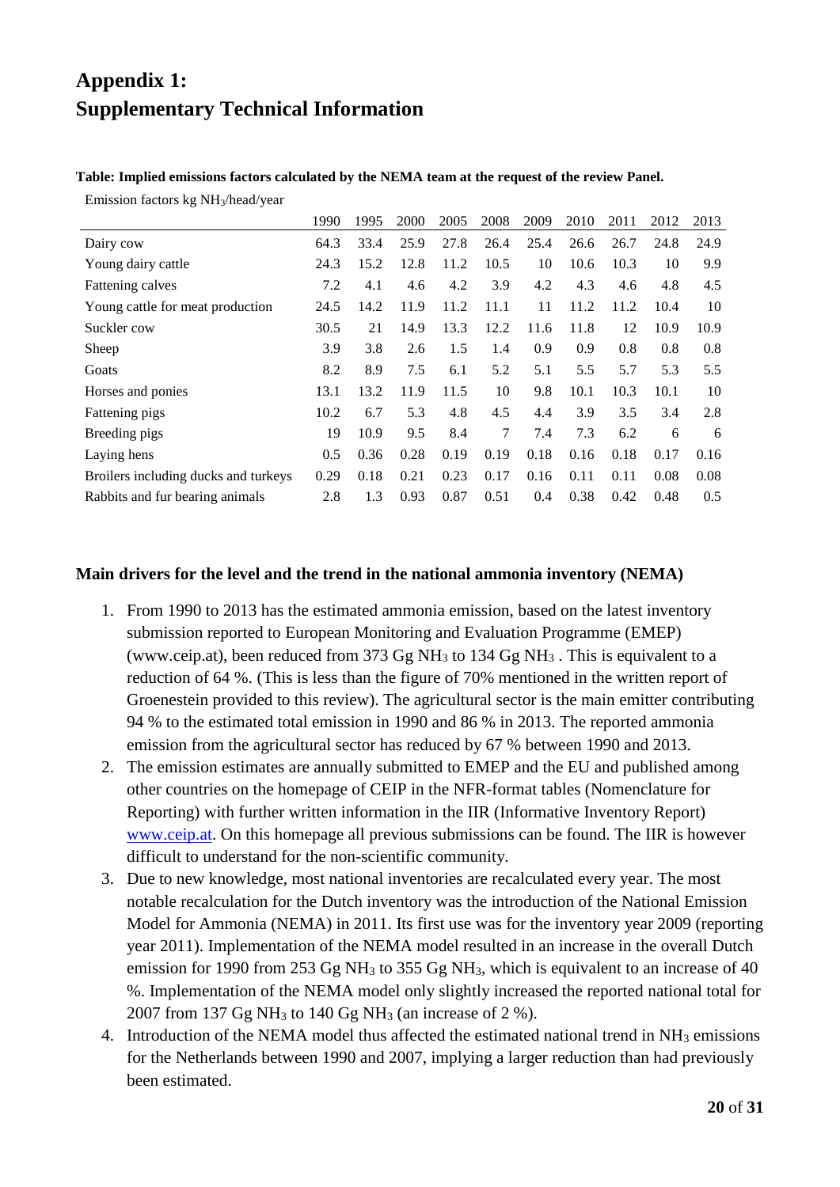# Appendix 1:
# Supplementary Technical Information

**Table: Implied emissions factors calculated by the NEMA team at the request of the review Panel.**

Emission factors kg $NH_3$/head/year

| | 1990 | 1995 | 2000 | 2005 | 2008 | 2009 | 2010 | 2011 | 2012 | 2013 |
|---|---|---|---|---|---|---|---|---|---|---|
| Dairy cow | 64.3 | 33.4 | 25.9 | 27.8 | 26.4 | 25.4 | 26.6 | 26.7 | 24.8 | 24.9 |
| Young dairy cattle | 24.3 | 15.2 | 12.8 | 11.2 | 10.5 | 10 | 10.6 | 10.3 | 10 | 9.9 |
| Fattening calves | 7.2 | 4.1 | 4.6 | 4.2 | 3.9 | 4.2 | 4.3 | 4.6 | 4.8 | 4.5 |
| Young cattle for meat production | 24.5 | 14.2 | 11.9 | 11.2 | 11.1 | 11 | 11.2 | 11.2 | 10.4 | 10 |
| Suckler cow | 30.5 | 21 | 14.9 | 13.3 | 12.2 | 11.6 | 11.8 | 12 | 10.9 | 10.9 |
| Sheep | 3.9 | 3.8 | 2.6 | 1.5 | 1.4 | 0.9 | 0.9 | 0.8 | 0.8 | 0.8 |
| Goats | 8.2 | 8.9 | 7.5 | 6.1 | 5.2 | 5.1 | 5.5 | 5.7 | 5.3 | 5.5 |
| Horses and ponies | 13.1 | 13.2 | 11.9 | 11.5 | 10 | 9.8 | 10.1 | 10.3 | 10.1 | 10 |
| Fattening pigs | 10.2 | 6.7 | 5.3 | 4.8 | 4.5 | 4.4 | 3.9 | 3.5 | 3.4 | 2.8 |
| Breeding pigs | 19 | 10.9 | 9.5 | 8.4 | 7 | 7.4 | 7.3 | 6.2 | 6 | 6 |
| Laying hens | 0.5 | 0.36 | 0.28 | 0.19 | 0.19 | 0.18 | 0.16 | 0.18 | 0.17 | 0.16 |
| Broilers including ducks and turkeys | 0.29 | 0.18 | 0.21 | 0.23 | 0.17 | 0.16 | 0.11 | 0.11 | 0.08 | 0.08 |
| Rabbits and fur bearing animals | 2.8 | 1.3 | 0.93 | 0.87 | 0.51 | 0.4 | 0.38 | 0.42 | 0.48 | 0.5 |

### Main drivers for the level and the trend in the national ammonia inventory (NEMA)

1. From 1990 to 2013 has the estimated ammonia emission, based on the latest inventory submission reported to European Monitoring and Evaluation Programme (EMEP) (www.ceip.at), been reduced from 373 Gg $NH_3$ to 134 Gg $NH_3$ . This is equivalent to a reduction of 64 %. (This is less than the figure of 70% mentioned in the written report of Groenestein provided to this review). The agricultural sector is the main emitter contributing 94 % to the estimated total emission in 1990 and 86 % in 2013. The reported ammonia emission from the agricultural sector has reduced by 67 % between 1990 and 2013.
2. The emission estimates are annually submitted to EMEP and the EU and published among other countries on the homepage of CEIP in the NFR-format tables (Nomenclature for Reporting) with further written information in the IIR (Informative Inventory Report) www.ceip.at. On this homepage all previous submissions can be found. The IIR is however difficult to understand for the non-scientific community.
3. Due to new knowledge, most national inventories are recalculated every year. The most notable recalculation for the Dutch inventory was the introduction of the National Emission Model for Ammonia (NEMA) in 2011. Its first use was for the inventory year 2009 (reporting year 2011). Implementation of the NEMA model resulted in an increase in the overall Dutch emission for 1990 from 253 Gg $NH_3$ to 355 Gg $NH_3$, which is equivalent to an increase of 40 %. Implementation of the NEMA model only slightly increased the reported national total for 2007 from 137 Gg $NH_3$ to 140 Gg $NH_3$ (an increase of 2 %).
4. Introduction of the NEMA model thus affected the estimated national trend in $NH_3$ emissions for the Netherlands between 1990 and 2007, implying a larger reduction than had previously been estimated.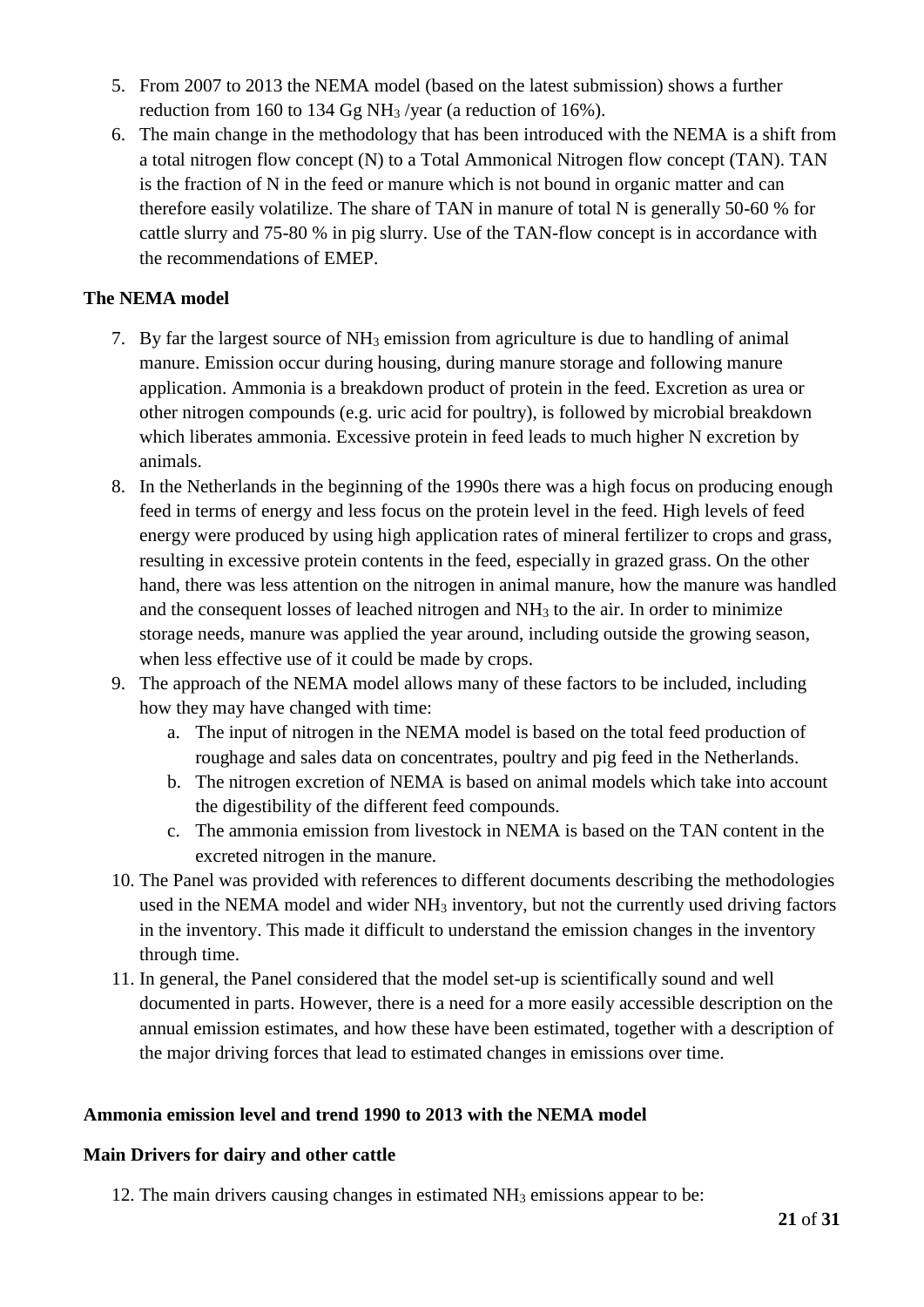5. From 2007 to 2013 the NEMA model (based on the latest submission) shows a further reduction from 160 to 134 Gg $NH_3$ /year (a reduction of 16%).
6. The main change in the methodology that has been introduced with the NEMA is a shift from a total nitrogen flow concept (N) to a Total Ammonical Nitrogen flow concept (TAN). TAN is the fraction of N in the feed or manure which is not bound in organic matter and can therefore easily volatilize. The share of TAN in manure of total N is generally 50-60 % for cattle slurry and 75-80 % in pig slurry. Use of the TAN-flow concept is in accordance with the recommendations of EMEP.

**The NEMA model**

7. By far the largest source of $NH_3$ emission from agriculture is due to handling of animal manure. Emission occur during housing, during manure storage and following manure application. Ammonia is a breakdown product of protein in the feed. Excretion as urea or other nitrogen compounds (e.g. uric acid for poultry), is followed by microbial breakdown which liberates ammonia. Excessive protein in feed leads to much higher N excretion by animals.
8. In the Netherlands in the beginning of the 1990s there was a high focus on producing enough feed in terms of energy and less focus on the protein level in the feed. High levels of feed energy were produced by using high application rates of mineral fertilizer to crops and grass, resulting in excessive protein contents in the feed, especially in grazed grass. On the other hand, there was less attention on the nitrogen in animal manure, how the manure was handled and the consequent losses of leached nitrogen and $NH_3$ to the air. In order to minimize storage needs, manure was applied the year around, including outside the growing season, when less effective use of it could be made by crops.
9. The approach of the NEMA model allows many of these factors to be included, including how they may have changed with time:
   a. The input of nitrogen in the NEMA model is based on the total feed production of roughage and sales data on concentrates, poultry and pig feed in the Netherlands.
   b. The nitrogen excretion of NEMA is based on animal models which take into account the digestibility of the different feed compounds.
   c. The ammonia emission from livestock in NEMA is based on the TAN content in the excreted nitrogen in the manure.
10. The Panel was provided with references to different documents describing the methodologies used in the NEMA model and wider $NH_3$ inventory, but not the currently used driving factors in the inventory. This made it difficult to understand the emission changes in the inventory through time.
11. In general, the Panel considered that the model set-up is scientifically sound and well documented in parts. However, there is a need for a more easily accessible description on the annual emission estimates, and how these have been estimated, together with a description of the major driving forces that lead to estimated changes in emissions over time.

**Ammonia emission level and trend 1990 to 2013 with the NEMA model**

**Main Drivers for dairy and other cattle**

12. The main drivers causing changes in estimated $NH_3$ emissions appear to be: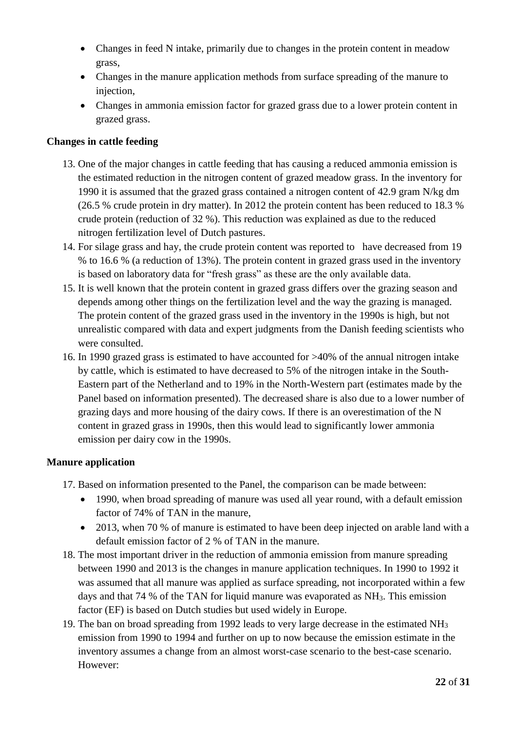- Changes in feed N intake, primarily due to changes in the protein content in meadow grass,
- Changes in the manure application methods from surface spreading of the manure to injection,
- Changes in ammonia emission factor for grazed grass due to a lower protein content in grazed grass.

**Changes in cattle feeding**

13. One of the major changes in cattle feeding that has causing a reduced ammonia emission is the estimated reduction in the nitrogen content of grazed meadow grass. In the inventory for 1990 it is assumed that the grazed grass contained a nitrogen content of 42.9 gram N/kg dm (26.5 % crude protein in dry matter). In 2012 the protein content has been reduced to 18.3 % crude protein (reduction of 32 %). This reduction was explained as due to the reduced nitrogen fertilization level of Dutch pastures.
14. For silage grass and hay, the crude protein content was reported to have decreased from 19 % to 16.6 % (a reduction of 13%). The protein content in grazed grass used in the inventory is based on laboratory data for "fresh grass" as these are the only available data.
15. It is well known that the protein content in grazed grass differs over the grazing season and depends among other things on the fertilization level and the way the grazing is managed. The protein content of the grazed grass used in the inventory in the 1990s is high, but not unrealistic compared with data and expert judgments from the Danish feeding scientists who were consulted.
16. In 1990 grazed grass is estimated to have accounted for >40% of the annual nitrogen intake by cattle, which is estimated to have decreased to 5% of the nitrogen intake in the South-Eastern part of the Netherland and to 19% in the North-Western part (estimates made by the Panel based on information presented). The decreased share is also due to a lower number of grazing days and more housing of the dairy cows. If there is an overestimation of the N content in grazed grass in 1990s, then this would lead to significantly lower ammonia emission per dairy cow in the 1990s.

**Manure application**

17. Based on information presented to the Panel, the comparison can be made between:
    - 1990, when broad spreading of manure was used all year round, with a default emission factor of 74% of TAN in the manure,
    - 2013, when 70 % of manure is estimated to have been deep injected on arable land with a default emission factor of 2 % of TAN in the manure.
18. The most important driver in the reduction of ammonia emission from manure spreading between 1990 and 2013 is the changes in manure application techniques. In 1990 to 1992 it was assumed that all manure was applied as surface spreading, not incorporated within a few days and that 74 % of the TAN for liquid manure was evaporated as $NH_3$. This emission factor (EF) is based on Dutch studies but used widely in Europe.
19. The ban on broad spreading from 1992 leads to very large decrease in the estimated $NH_3$ emission from 1990 to 1994 and further on up to now because the emission estimate in the inventory assumes a change from an almost worst-case scenario to the best-case scenario. However: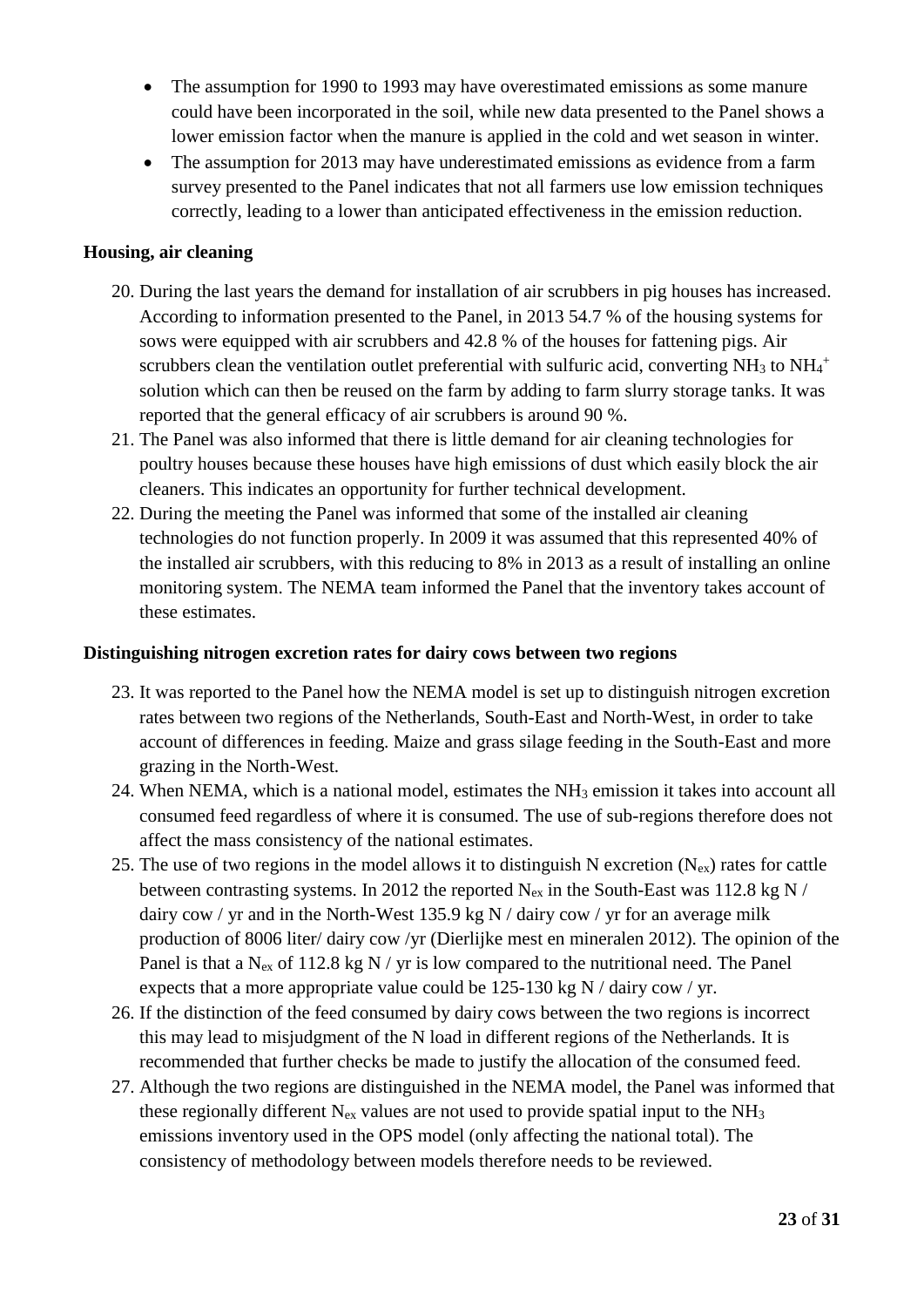- The assumption for 1990 to 1993 may have overestimated emissions as some manure could have been incorporated in the soil, while new data presented to the Panel shows a lower emission factor when the manure is applied in the cold and wet season in winter.
- The assumption for 2013 may have underestimated emissions as evidence from a farm survey presented to the Panel indicates that not all farmers use low emission techniques correctly, leading to a lower than anticipated effectiveness in the emission reduction.

**Housing, air cleaning**

20. During the last years the demand for installation of air scrubbers in pig houses has increased. According to information presented to the Panel, in 2013 54.7 % of the housing systems for sows were equipped with air scrubbers and 42.8 % of the houses for fattening pigs. Air scrubbers clean the ventilation outlet preferential with sulfuric acid, converting $NH_3$ to $NH_4^+$ solution which can then be reused on the farm by adding to farm slurry storage tanks. It was reported that the general efficacy of air scrubbers is around 90 %.
21. The Panel was also informed that there is little demand for air cleaning technologies for poultry houses because these houses have high emissions of dust which easily block the air cleaners. This indicates an opportunity for further technical development.
22. During the meeting the Panel was informed that some of the installed air cleaning technologies do not function properly. In 2009 it was assumed that this represented 40% of the installed air scrubbers, with this reducing to 8% in 2013 as a result of installing an online monitoring system. The NEMA team informed the Panel that the inventory takes account of these estimates.

**Distinguishing nitrogen excretion rates for dairy cows between two regions**

23. It was reported to the Panel how the NEMA model is set up to distinguish nitrogen excretion rates between two regions of the Netherlands, South-East and North-West, in order to take account of differences in feeding. Maize and grass silage feeding in the South-East and more grazing in the North-West.
24. When NEMA, which is a national model, estimates the $NH_3$ emission it takes into account all consumed feed regardless of where it is consumed. The use of sub-regions therefore does not affect the mass consistency of the national estimates.
25. The use of two regions in the model allows it to distinguish N excretion ($N_{ex}$) rates for cattle between contrasting systems. In 2012 the reported $N_{ex}$ in the South-East was 112.8 kg N / dairy cow / yr and in the North-West 135.9 kg N / dairy cow / yr for an average milk production of 8006 liter/ dairy cow /yr (Dierlijke mest en mineralen 2012). The opinion of the Panel is that a $N_{ex}$ of 112.8 kg N / yr is low compared to the nutritional need. The Panel expects that a more appropriate value could be 125-130 kg N / dairy cow / yr.
26. If the distinction of the feed consumed by dairy cows between the two regions is incorrect this may lead to misjudgment of the N load in different regions of the Netherlands. It is recommended that further checks be made to justify the allocation of the consumed feed.
27. Although the two regions are distinguished in the NEMA model, the Panel was informed that these regionally different $N_{ex}$ values are not used to provide spatial input to the $NH_3$ emissions inventory used in the OPS model (only affecting the national total). The consistency of methodology between models therefore needs to be reviewed.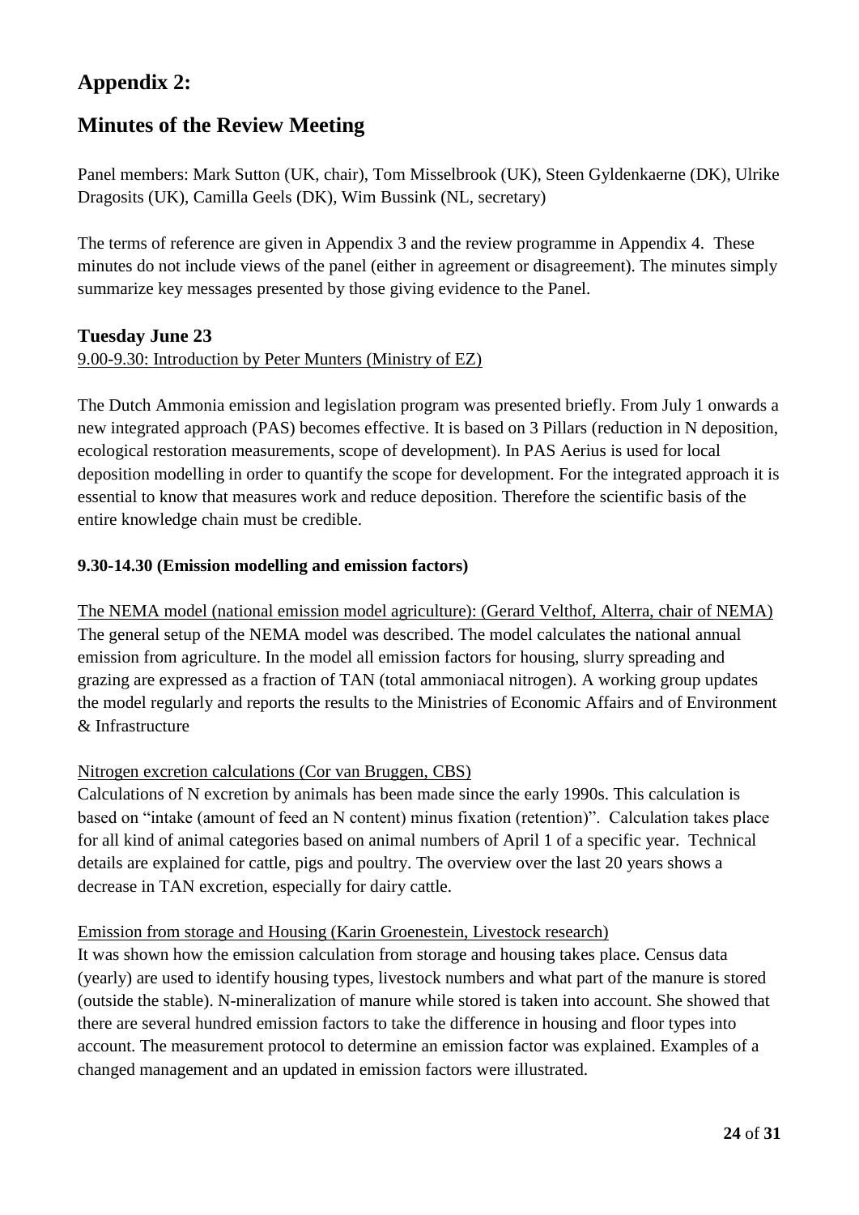# Appendix 2:

# Minutes of the Review Meeting

Panel members: Mark Sutton (UK, chair), Tom Misselbrook (UK), Steen Gyldenkaerne (DK), Ulrike Dragosits (UK), Camilla Geels (DK), Wim Bussink (NL, secretary)

The terms of reference are given in Appendix 3 and the review programme in Appendix 4. These minutes do not include views of the panel (either in agreement or disagreement). The minutes simply summarize key messages presented by those giving evidence to the Panel.

## Tuesday June 23

9.00-9.30: Introduction by Peter Munters (Ministry of EZ)

The Dutch Ammonia emission and legislation program was presented briefly. From July 1 onwards a new integrated approach (PAS) becomes effective. It is based on 3 Pillars (reduction in N deposition, ecological restoration measurements, scope of development). In PAS Aerius is used for local deposition modelling in order to quantify the scope for development. For the integrated approach it is essential to know that measures work and reduce deposition. Therefore the scientific basis of the entire knowledge chain must be credible.

**9.30-14.30 (Emission modelling and emission factors)**

The NEMA model (national emission model agriculture): (Gerard Velthof, Alterra, chair of NEMA)
The general setup of the NEMA model was described. The model calculates the national annual emission from agriculture. In the model all emission factors for housing, slurry spreading and grazing are expressed as a fraction of TAN (total ammoniacal nitrogen). A working group updates the model regularly and reports the results to the Ministries of Economic Affairs and of Environment & Infrastructure

Nitrogen excretion calculations (Cor van Bruggen, CBS)
Calculations of N excretion by animals has been made since the early 1990s. This calculation is based on "intake (amount of feed an N content) minus fixation (retention)". Calculation takes place for all kind of animal categories based on animal numbers of April 1 of a specific year. Technical details are explained for cattle, pigs and poultry. The overview over the last 20 years shows a decrease in TAN excretion, especially for dairy cattle.

Emission from storage and Housing (Karin Groenestein, Livestock research)
It was shown how the emission calculation from storage and housing takes place. Census data (yearly) are used to identify housing types, livestock numbers and what part of the manure is stored (outside the stable). N-mineralization of manure while stored is taken into account. She showed that there are several hundred emission factors to take the difference in housing and floor types into account. The measurement protocol to determine an emission factor was explained. Examples of a changed management and an updated in emission factors were illustrated.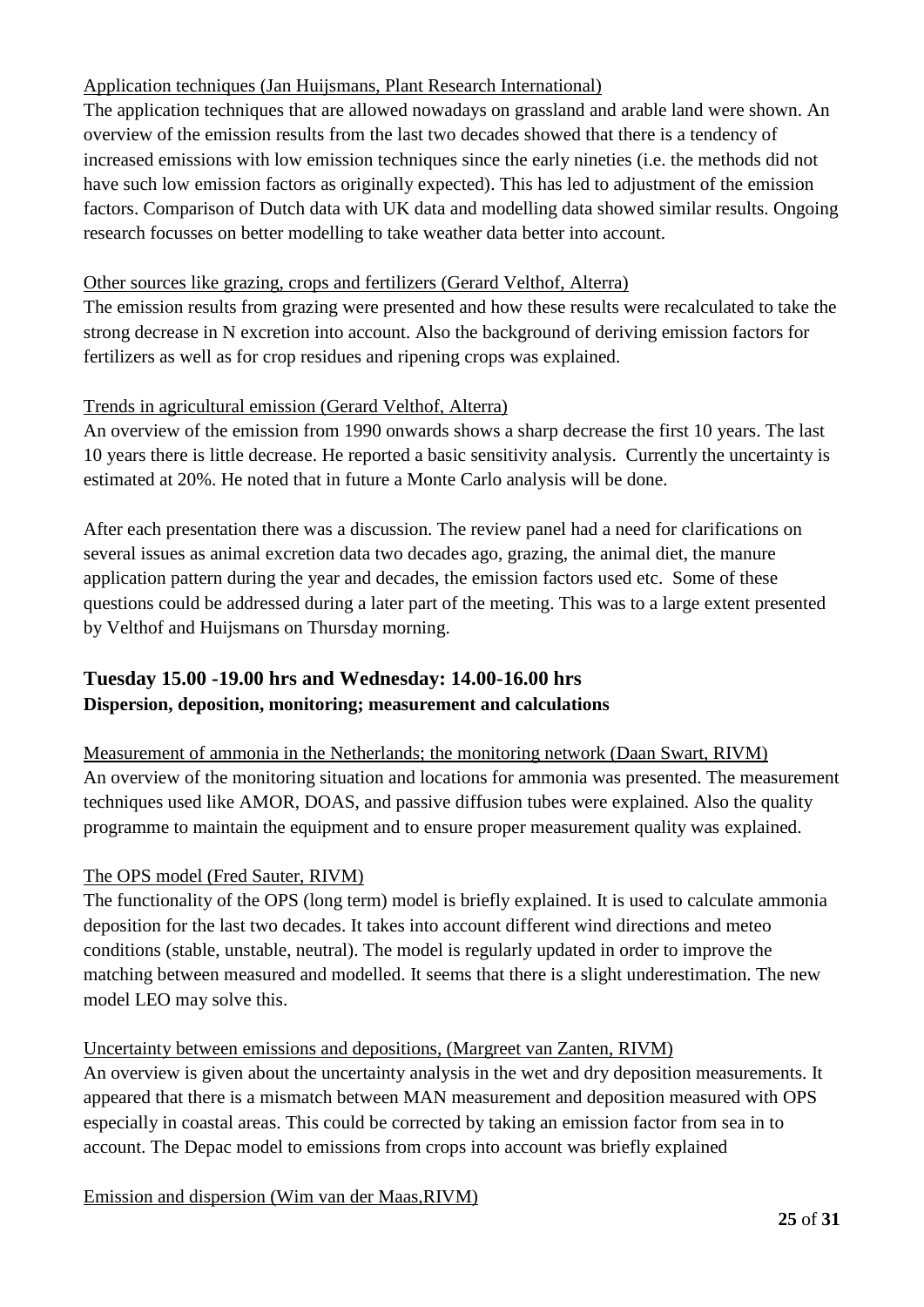Application techniques (Jan Huijsmans, Plant Research International)

The application techniques that are allowed nowadays on grassland and arable land were shown. An overview of the emission results from the last two decades showed that there is a tendency of increased emissions with low emission techniques since the early nineties (i.e. the methods did not have such low emission factors as originally expected). This has led to adjustment of the emission factors. Comparison of Dutch data with UK data and modelling data showed similar results. Ongoing research focusses on better modelling to take weather data better into account.

Other sources like grazing, crops and fertilizers (Gerard Velthof, Alterra)

The emission results from grazing were presented and how these results were recalculated to take the strong decrease in N excretion into account. Also the background of deriving emission factors for fertilizers as well as for crop residues and ripening crops was explained.

Trends in agricultural emission (Gerard Velthof, Alterra)

An overview of the emission from 1990 onwards shows a sharp decrease the first 10 years. The last 10 years there is little decrease. He reported a basic sensitivity analysis. Currently the uncertainty is estimated at 20%. He noted that in future a Monte Carlo analysis will be done.

After each presentation there was a discussion. The review panel had a need for clarifications on several issues as animal excretion data two decades ago, grazing, the animal diet, the manure application pattern during the year and decades, the emission factors used etc. Some of these questions could be addressed during a later part of the meeting. This was to a large extent presented by Velthof and Huijsmans on Thursday morning.

### Tuesday 15.00 -19.00 hrs and Wednesday: 14.00-16.00 hrs
**Dispersion, deposition, monitoring; measurement and calculations**

Measurement of ammonia in the Netherlands; the monitoring network (Daan Swart, RIVM)

An overview of the monitoring situation and locations for ammonia was presented. The measurement techniques used like AMOR, DOAS, and passive diffusion tubes were explained. Also the quality programme to maintain the equipment and to ensure proper measurement quality was explained.

The OPS model (Fred Sauter, RIVM)

The functionality of the OPS (long term) model is briefly explained. It is used to calculate ammonia deposition for the last two decades. It takes into account different wind directions and meteo conditions (stable, unstable, neutral). The model is regularly updated in order to improve the matching between measured and modelled. It seems that there is a slight underestimation. The new model LEO may solve this.

Uncertainty between emissions and depositions, (Margreet van Zanten, RIVM)

An overview is given about the uncertainty analysis in the wet and dry deposition measurements. It appeared that there is a mismatch between MAN measurement and deposition measured with OPS especially in coastal areas. This could be corrected by taking an emission factor from sea in to account. The Depac model to emissions from crops into account was briefly explained

Emission and dispersion (Wim van der Maas,RIVM)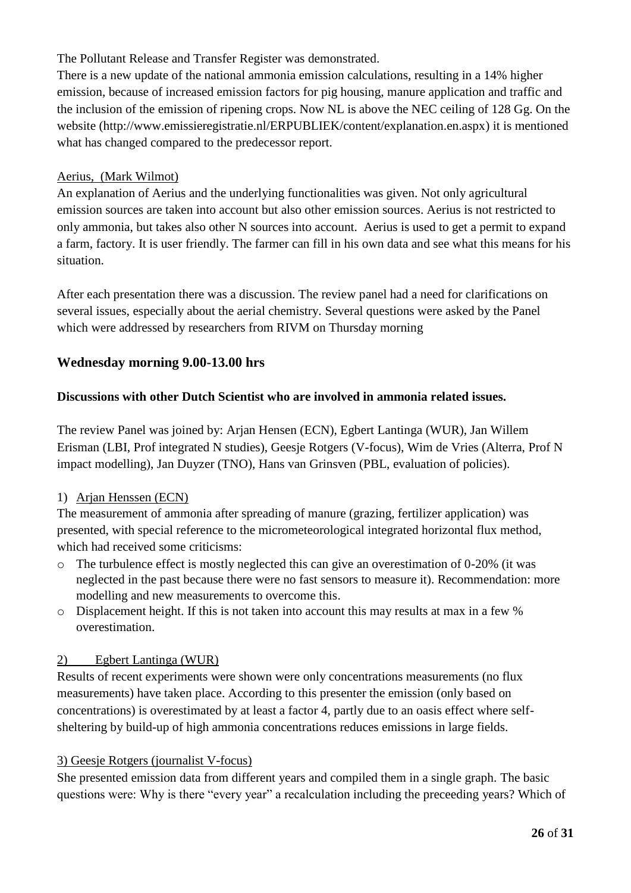The Pollutant Release and Transfer Register was demonstrated.

There is a new update of the national ammonia emission calculations, resulting in a 14% higher emission, because of increased emission factors for pig housing, manure application and traffic and the inclusion of the emission of ripening crops. Now NL is above the NEC ceiling of 128 Gg. On the website (http://www.emissieregistratie.nl/ERPUBLIEK/content/explanation.en.aspx) it is mentioned what has changed compared to the predecessor report.

Aerius, (Mark Wilmot)

An explanation of Aerius and the underlying functionalities was given. Not only agricultural emission sources are taken into account but also other emission sources. Aerius is not restricted to only ammonia, but takes also other N sources into account. Aerius is used to get a permit to expand a farm, factory. It is user friendly. The farmer can fill in his own data and see what this means for his situation.

After each presentation there was a discussion. The review panel had a need for clarifications on several issues, especially about the aerial chemistry. Several questions were asked by the Panel which were addressed by researchers from RIVM on Thursday morning

## Wednesday morning 9.00-13.00 hrs

**Discussions with other Dutch Scientist who are involved in ammonia related issues.**

The review Panel was joined by: Arjan Hensen (ECN), Egbert Lantinga (WUR), Jan Willem Erisman (LBI, Prof integrated N studies), Geesje Rotgers (V-focus), Wim de Vries (Alterra, Prof N impact modelling), Jan Duyzer (TNO), Hans van Grinsven (PBL, evaluation of policies).

1) Arjan Henssen (ECN)

The measurement of ammonia after spreading of manure (grazing, fertilizer application) was presented, with special reference to the micrometeorological integrated horizontal flux method, which had received some criticisms:

- The turbulence effect is mostly neglected this can give an overestimation of 0-20% (it was neglected in the past because there were no fast sensors to measure it). Recommendation: more modelling and new measurements to overcome this.
- Displacement height. If this is not taken into account this may results at max in a few % overestimation.

2) Egbert Lantinga (WUR)

Results of recent experiments were shown were only concentrations measurements (no flux measurements) have taken place. According to this presenter the emission (only based on concentrations) is overestimated by at least a factor 4, partly due to an oasis effect where self-sheltering by build-up of high ammonia concentrations reduces emissions in large fields.

3) Geesje Rotgers (journalist V-focus)

She presented emission data from different years and compiled them in a single graph. The basic questions were: Why is there "every year" a recalculation including the preceeding years? Which of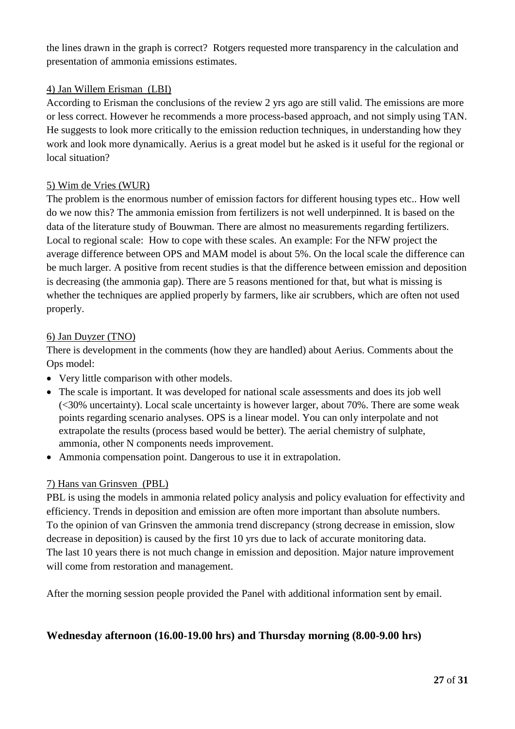the lines drawn in the graph is correct? Rotgers requested more transparency in the calculation and presentation of ammonia emissions estimates.

4) Jan Willem Erisman (LBI)

According to Erisman the conclusions of the review 2 yrs ago are still valid. The emissions are more or less correct. However he recommends a more process-based approach, and not simply using TAN. He suggests to look more critically to the emission reduction techniques, in understanding how they work and look more dynamically. Aerius is a great model but he asked is it useful for the regional or local situation?

5) Wim de Vries (WUR)

The problem is the enormous number of emission factors for different housing types etc.. How well do we now this? The ammonia emission from fertilizers is not well underpinned. It is based on the data of the literature study of Bouwman. There are almost no measurements regarding fertilizers. Local to regional scale: How to cope with these scales. An example: For the NFW project the average difference between OPS and MAM model is about 5%. On the local scale the difference can be much larger. A positive from recent studies is that the difference between emission and deposition is decreasing (the ammonia gap). There are 5 reasons mentioned for that, but what is missing is whether the techniques are applied properly by farmers, like air scrubbers, which are often not used properly.

6) Jan Duyzer (TNO)

There is development in the comments (how they are handled) about Aerius. Comments about the Ops model:

- Very little comparison with other models.
- The scale is important. It was developed for national scale assessments and does its job well (<30% uncertainty). Local scale uncertainty is however larger, about 70%. There are some weak points regarding scenario analyses. OPS is a linear model. You can only interpolate and not extrapolate the results (process based would be better). The aerial chemistry of sulphate, ammonia, other N components needs improvement.
- Ammonia compensation point. Dangerous to use it in extrapolation.

7) Hans van Grinsven (PBL)

PBL is using the models in ammonia related policy analysis and policy evaluation for effectivity and efficiency. Trends in deposition and emission are often more important than absolute numbers. To the opinion of van Grinsven the ammonia trend discrepancy (strong decrease in emission, slow decrease in deposition) is caused by the first 10 yrs due to lack of accurate monitoring data. The last 10 years there is not much change in emission and deposition. Major nature improvement will come from restoration and management.

After the morning session people provided the Panel with additional information sent by email.

## Wednesday afternoon (16.00-19.00 hrs) and Thursday morning (8.00-9.00 hrs)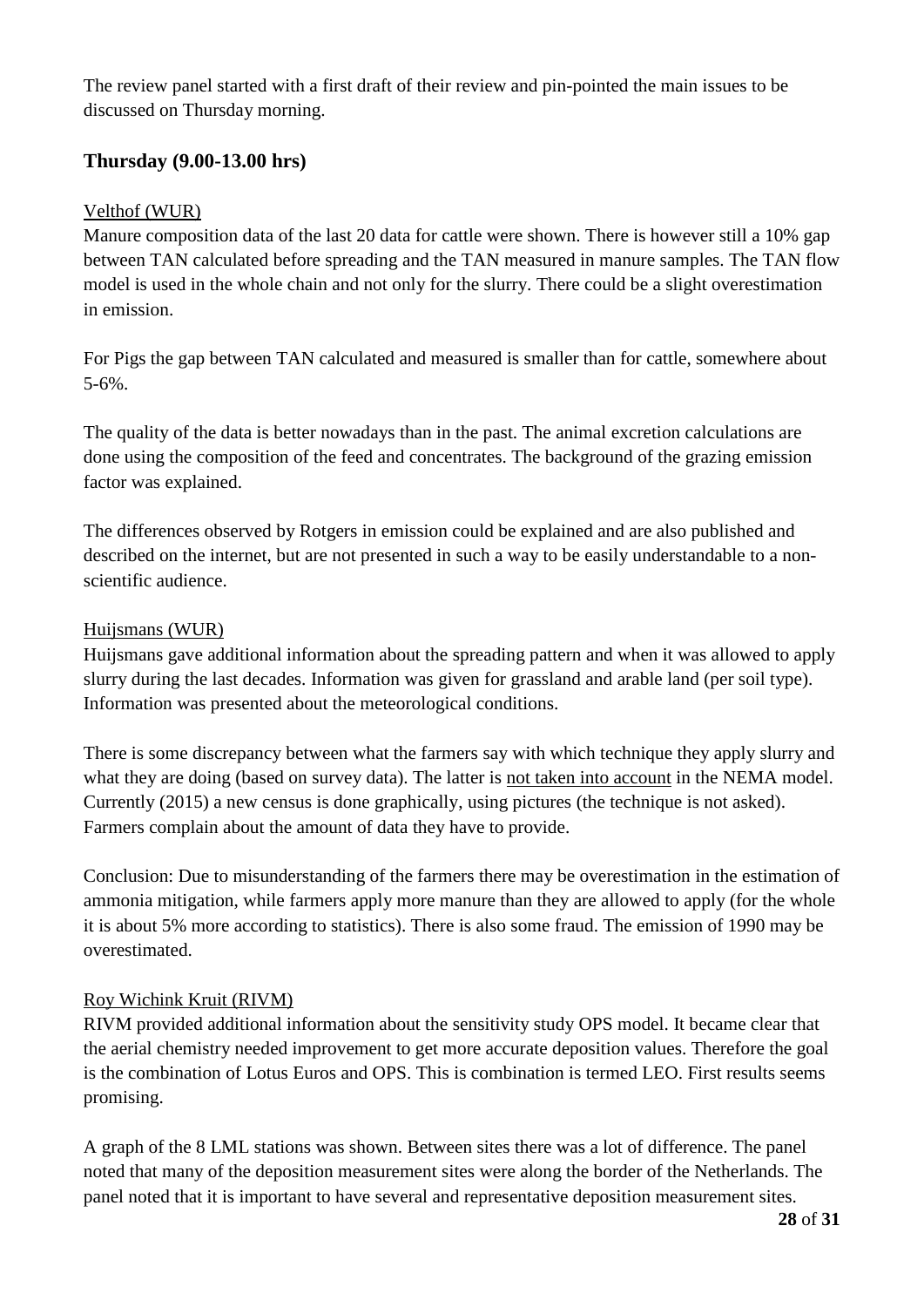The review panel started with a first draft of their review and pin-pointed the main issues to be discussed on Thursday morning.

## Thursday (9.00-13.00 hrs)

Velthof (WUR)

Manure composition data of the last 20 data for cattle were shown. There is however still a 10% gap between TAN calculated before spreading and the TAN measured in manure samples. The TAN flow model is used in the whole chain and not only for the slurry. There could be a slight overestimation in emission.

For Pigs the gap between TAN calculated and measured is smaller than for cattle, somewhere about 5-6%.

The quality of the data is better nowadays than in the past. The animal excretion calculations are done using the composition of the feed and concentrates. The background of the grazing emission factor was explained.

The differences observed by Rotgers in emission could be explained and are also published and described on the internet, but are not presented in such a way to be easily understandable to a non-scientific audience.

Huijsmans (WUR)

Huijsmans gave additional information about the spreading pattern and when it was allowed to apply slurry during the last decades. Information was given for grassland and arable land (per soil type). Information was presented about the meteorological conditions.

There is some discrepancy between what the farmers say with which technique they apply slurry and what they are doing (based on survey data). The latter is not taken into account in the NEMA model. Currently (2015) a new census is done graphically, using pictures (the technique is not asked). Farmers complain about the amount of data they have to provide.

Conclusion: Due to misunderstanding of the farmers there may be overestimation in the estimation of ammonia mitigation, while farmers apply more manure than they are allowed to apply (for the whole it is about 5% more according to statistics). There is also some fraud. The emission of 1990 may be overestimated.

Roy Wichink Kruit (RIVM)

RIVM provided additional information about the sensitivity study OPS model. It became clear that the aerial chemistry needed improvement to get more accurate deposition values. Therefore the goal is the combination of Lotus Euros and OPS. This is combination is termed LEO. First results seems promising.

A graph of the 8 LML stations was shown. Between sites there was a lot of difference. The panel noted that many of the deposition measurement sites were along the border of the Netherlands. The panel noted that it is important to have several and representative deposition measurement sites.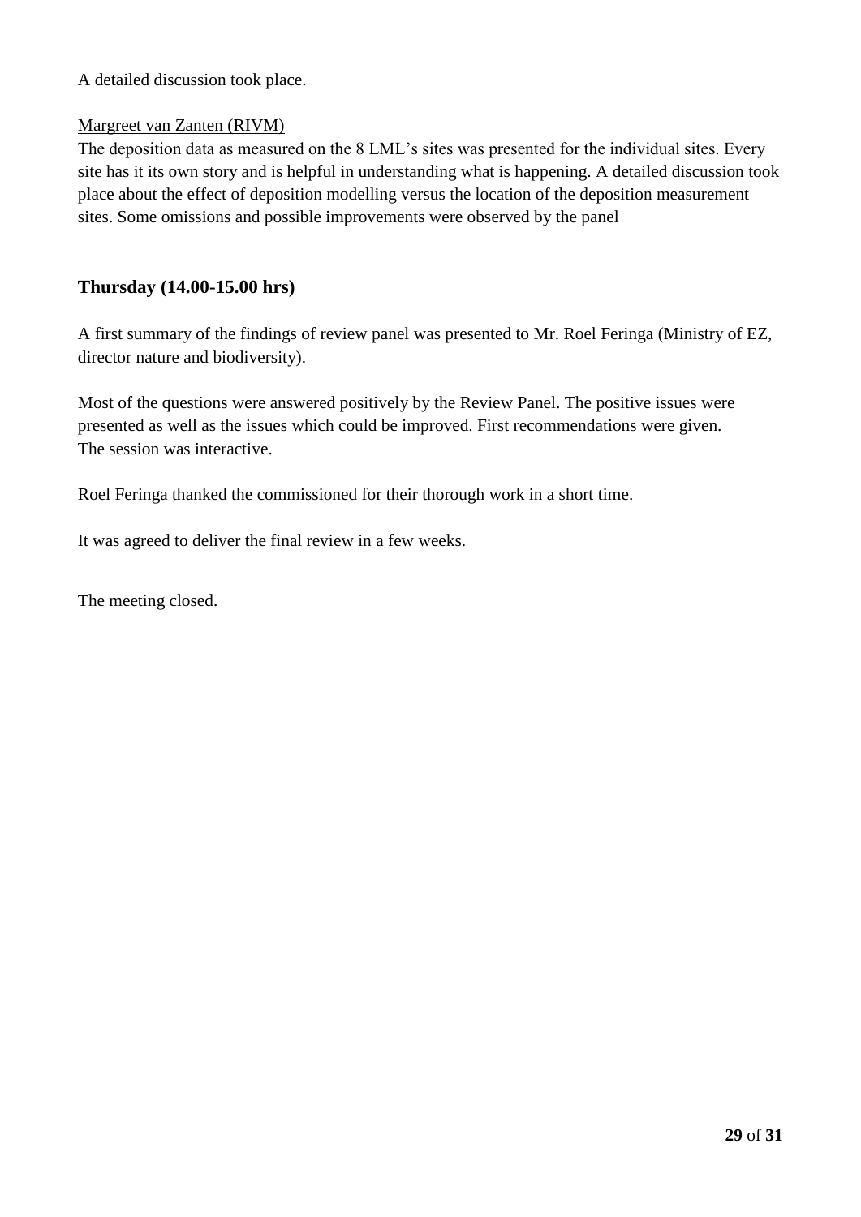A detailed discussion took place.

<u>Margreet van Zanten (RIVM)</u>

The deposition data as measured on the 8 LML's sites was presented for the individual sites. Every site has it its own story and is helpful in understanding what is happening. A detailed discussion took place about the effect of deposition modelling versus the location of the deposition measurement sites. Some omissions and possible improvements were observed by the panel

## Thursday (14.00-15.00 hrs)

A first summary of the findings of review panel was presented to Mr. Roel Feringa (Ministry of EZ, director nature and biodiversity).

Most of the questions were answered positively by the Review Panel. The positive issues were presented as well as the issues which could be improved. First recommendations were given. The session was interactive.

Roel Feringa thanked the commissioned for their thorough work in a short time.

It was agreed to deliver the final review in a few weeks.

The meeting closed.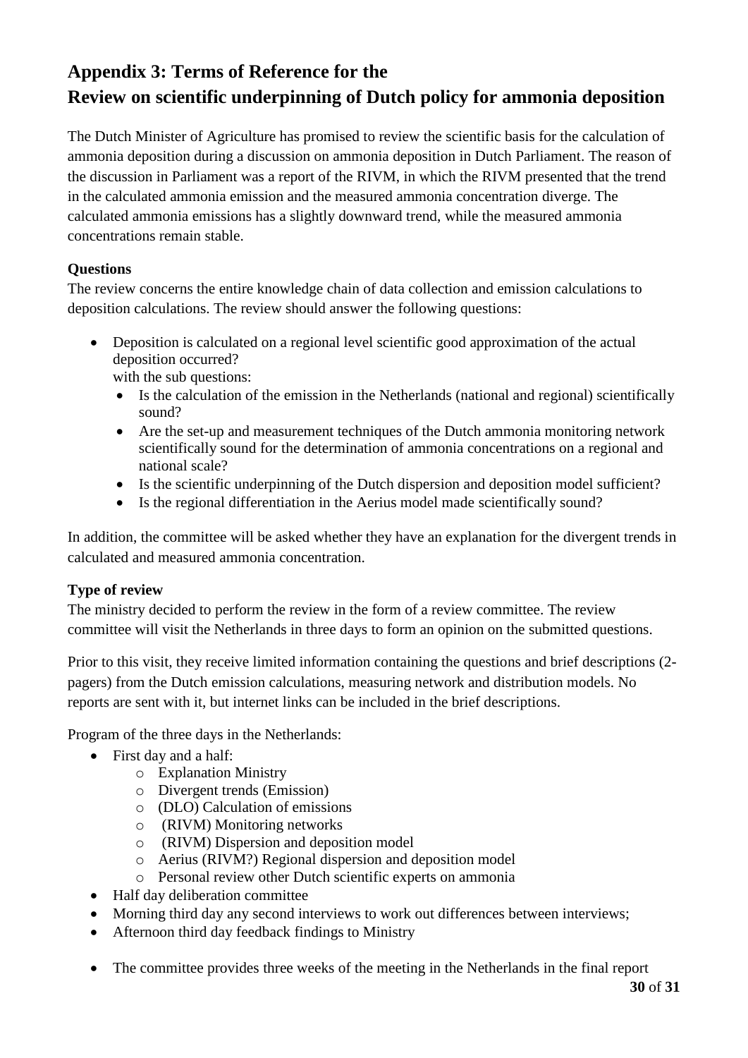# Appendix 3: Terms of Reference for the Review on scientific underpinning of Dutch policy for ammonia deposition

The Dutch Minister of Agriculture has promised to review the scientific basis for the calculation of ammonia deposition during a discussion on ammonia deposition in Dutch Parliament. The reason of the discussion in Parliament was a report of the RIVM, in which the RIVM presented that the trend in the calculated ammonia emission and the measured ammonia concentration diverge. The calculated ammonia emissions has a slightly downward trend, while the measured ammonia concentrations remain stable.

**Questions**

The review concerns the entire knowledge chain of data collection and emission calculations to deposition calculations. The review should answer the following questions:

- Deposition is calculated on a regional level scientific good approximation of the actual deposition occurred?
  with the sub questions:
  - Is the calculation of the emission in the Netherlands (national and regional) scientifically sound?
  - Are the set-up and measurement techniques of the Dutch ammonia monitoring network scientifically sound for the determination of ammonia concentrations on a regional and national scale?
  - Is the scientific underpinning of the Dutch dispersion and deposition model sufficient?
  - Is the regional differentiation in the Aerius model made scientifically sound?

In addition, the committee will be asked whether they have an explanation for the divergent trends in calculated and measured ammonia concentration.

**Type of review**

The ministry decided to perform the review in the form of a review committee. The review committee will visit the Netherlands in three days to form an opinion on the submitted questions.

Prior to this visit, they receive limited information containing the questions and brief descriptions (2-pagers) from the Dutch emission calculations, measuring network and distribution models. No reports are sent with it, but internet links can be included in the brief descriptions.

Program of the three days in the Netherlands:

- First day and a half:
  - Explanation Ministry
  - Divergent trends (Emission)
  - (DLO) Calculation of emissions
  - (RIVM) Monitoring networks
  - (RIVM) Dispersion and deposition model
  - Aerius (RIVM?) Regional dispersion and deposition model
  - Personal review other Dutch scientific experts on ammonia
- Half day deliberation committee
- Morning third day any second interviews to work out differences between interviews;
- Afternoon third day feedback findings to Ministry

- The committee provides three weeks of the meeting in the Netherlands in the final report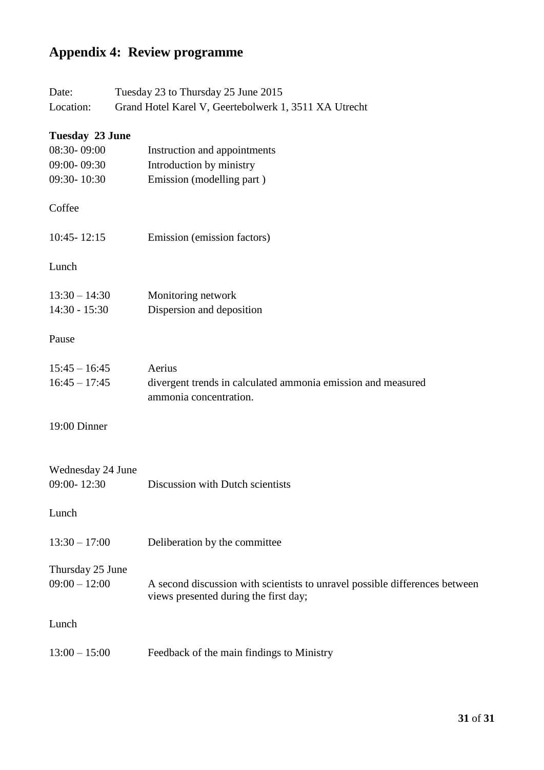## Appendix 4: Review programme

Date: Tuesday 23 to Thursday 25 June 2015
Location: Grand Hotel Karel V, Geertebolwerk 1, 3511 XA Utrecht

**Tuesday 23 June**

08:30- 09:00 Instruction and appointments
09:00- 09:30 Introduction by ministry
09:30- 10:30 Emission (modelling part )

Coffee

10:45- 12:15 Emission (emission factors)

Lunch

13:30 – 14:30 Monitoring network
14:30 - 15:30 Dispersion and deposition

Pause

15:45 – 16:45 Aerius
16:45 – 17:45 divergent trends in calculated ammonia emission and measured ammonia concentration.

19:00 Dinner

Wednesday 24 June
09:00- 12:30 Discussion with Dutch scientists

Lunch

13:30 – 17:00 Deliberation by the committee

Thursday 25 June
09:00 – 12:00 A second discussion with scientists to unravel possible differences between views presented during the first day;

Lunch

13:00 – 15:00 Feedback of the main findings to Ministry